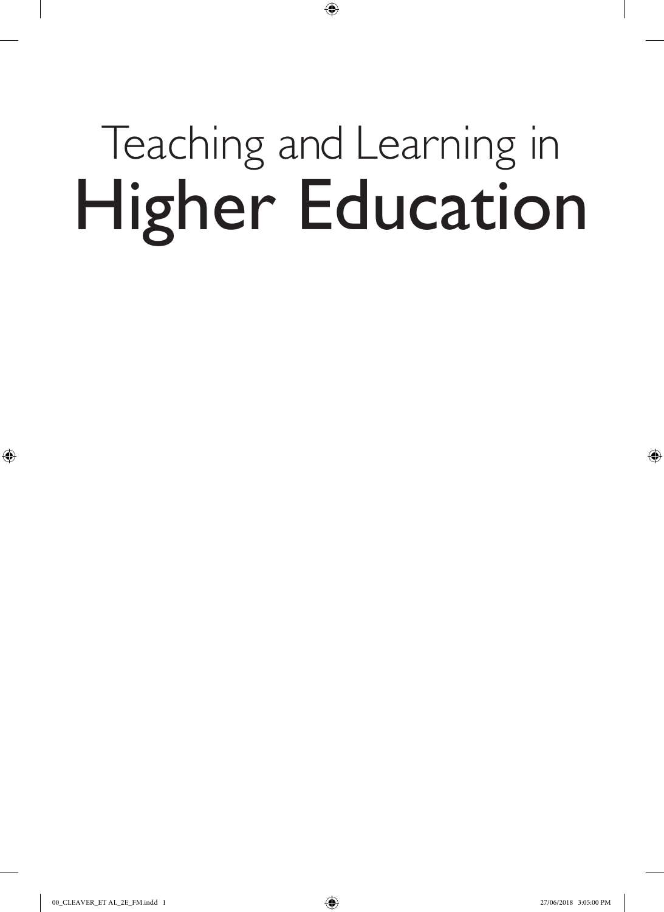# Teaching and Learning in Higher Education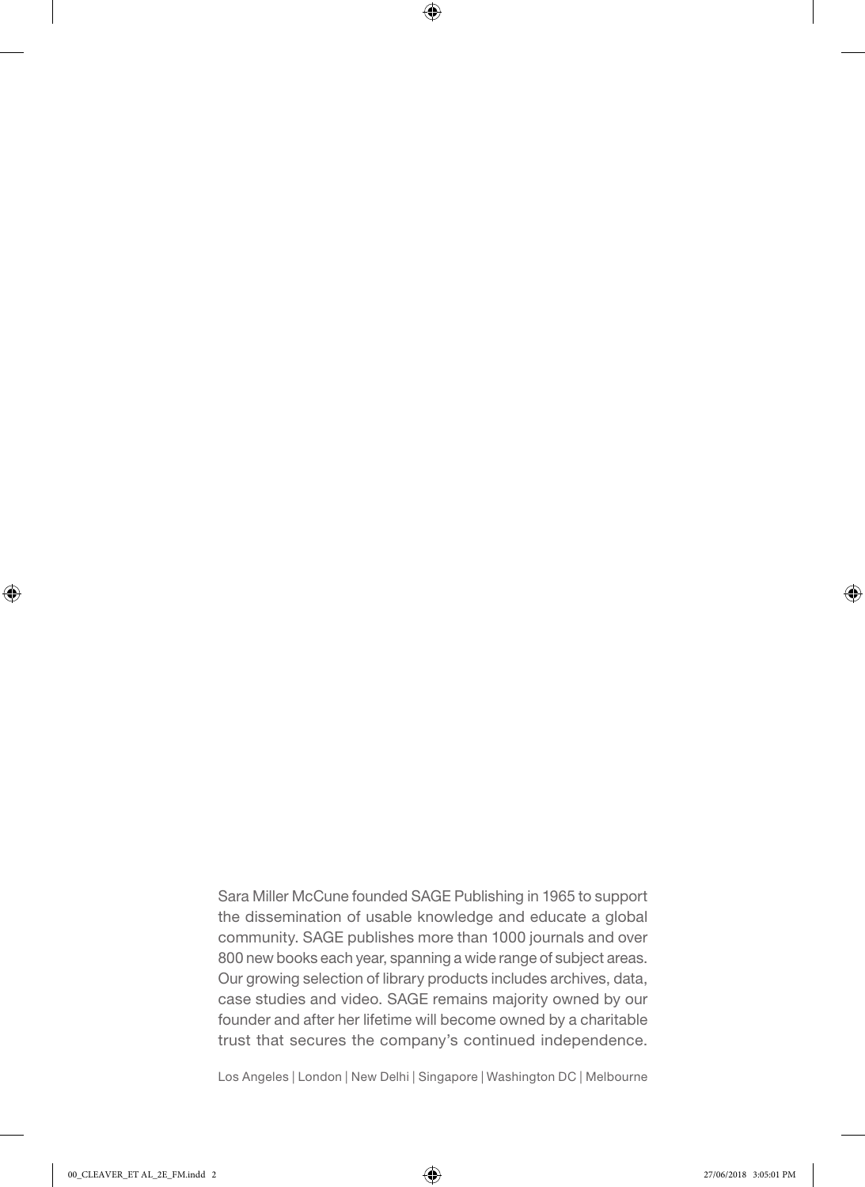Sara Miller McCune founded SAGE Publishing in 1965 to support the dissemination of usable knowledge and educate a global community. SAGE publishes more than 1000 journals and over 800 new books each year, spanning a wide range of subject areas. Our growing selection of library products includes archives, data, case studies and video. SAGE remains majority owned by our founder and after her lifetime will become owned by a charitable trust that secures the company's continued independence.

Los Angeles | London | New Delhi | Singapore | Washington DC | Melbourne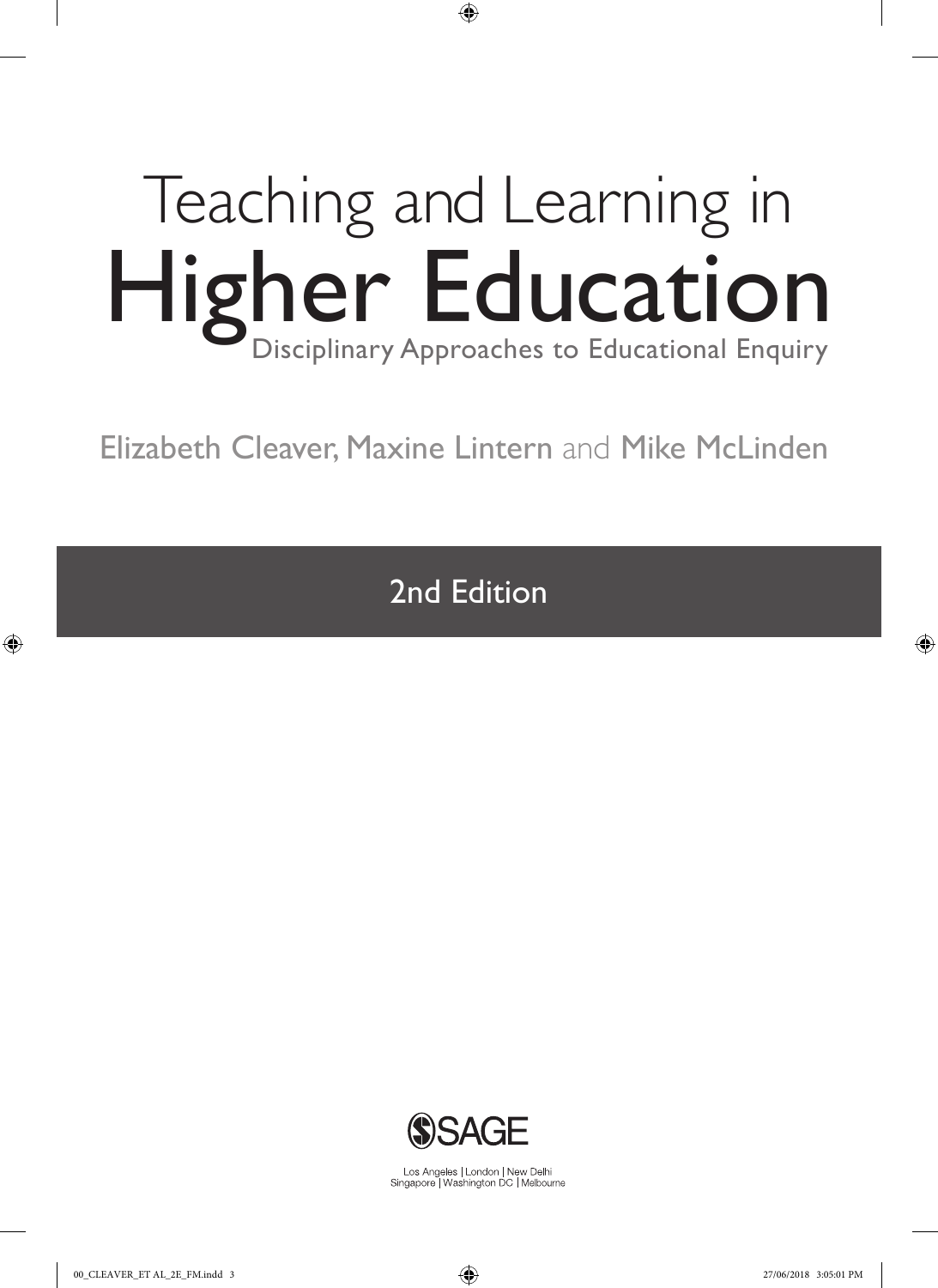# Teaching and Learning in Higher Education

## Disciplinary Approaches to Educational Enquiry

Elizabeth Cleaver, Maxine Lintern and Mike McLinden

2nd Edition

SAGE

Los Angeles | London | New Delhi
Singapore | Washington DC | Melbourne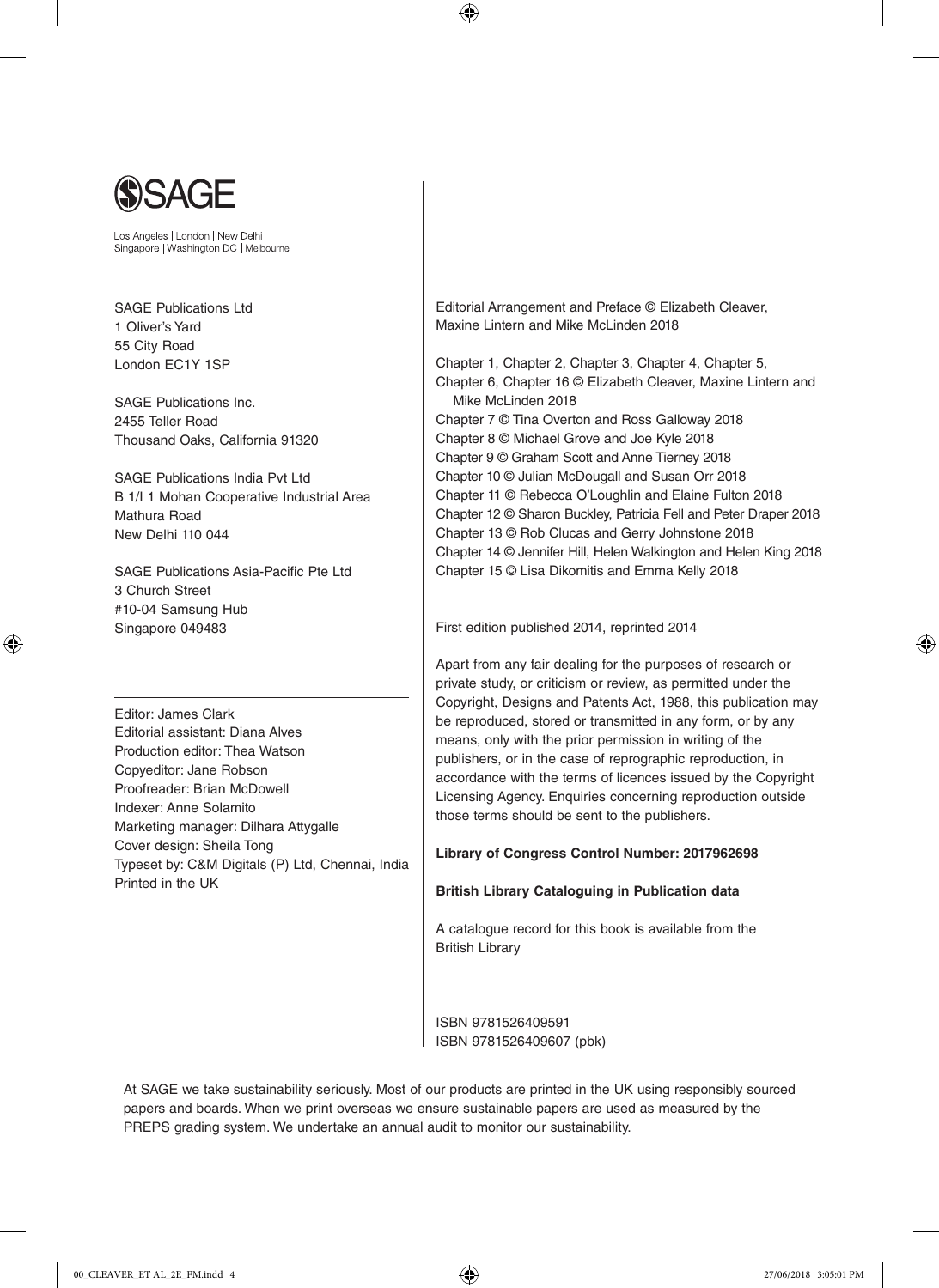SAGE

Los Angeles | London | New Delhi
Singapore | Washington DC | Melbourne

SAGE Publications Ltd
1 Oliver's Yard
55 City Road
London EC1Y 1SP

SAGE Publications Inc.
2455 Teller Road
Thousand Oaks, California 91320

SAGE Publications India Pvt Ltd
B 1/I 1 Mohan Cooperative Industrial Area
Mathura Road
New Delhi 110 044

SAGE Publications Asia-Pacific Pte Ltd
3 Church Street
#10-04 Samsung Hub
Singapore 049483

---

Editor: James Clark
Editorial assistant: Diana Alves
Production editor: Thea Watson
Copyeditor: Jane Robson
Proofreader: Brian McDowell
Indexer: Anne Solamito
Marketing manager: Dilhara Attygalle
Cover design: Sheila Tong
Typeset by: C&M Digitals (P) Ltd, Chennai, India
Printed in the UK

Editorial Arrangement and Preface © Elizabeth Cleaver, Maxine Lintern and Mike McLinden 2018

Chapter 1, Chapter 2, Chapter 3, Chapter 4, Chapter 5, Chapter 6, Chapter 16 © Elizabeth Cleaver, Maxine Lintern and Mike McLinden 2018
Chapter 7 © Tina Overton and Ross Galloway 2018
Chapter 8 © Michael Grove and Joe Kyle 2018
Chapter 9 © Graham Scott and Anne Tierney 2018
Chapter 10 © Julian McDougall and Susan Orr 2018
Chapter 11 © Rebecca O'Loughlin and Elaine Fulton 2018
Chapter 12 © Sharon Buckley, Patricia Fell and Peter Draper 2018
Chapter 13 © Rob Clucas and Gerry Johnstone 2018
Chapter 14 © Jennifer Hill, Helen Walkington and Helen King 2018
Chapter 15 © Lisa Dikomitis and Emma Kelly 2018

First edition published 2014, reprinted 2014

Apart from any fair dealing for the purposes of research or private study, or criticism or review, as permitted under the Copyright, Designs and Patents Act, 1988, this publication may be reproduced, stored or transmitted in any form, or by any means, only with the prior permission in writing of the publishers, or in the case of reprographic reproduction, in accordance with the terms of licences issued by the Copyright Licensing Agency. Enquiries concerning reproduction outside those terms should be sent to the publishers.

**Library of Congress Control Number: 2017962698**

**British Library Cataloguing in Publication data**

A catalogue record for this book is available from the British Library

ISBN 9781526409591
ISBN 9781526409607 (pbk)

At SAGE we take sustainability seriously. Most of our products are printed in the UK using responsibly sourced papers and boards. When we print overseas we ensure sustainable papers are used as measured by the PREPS grading system. We undertake an annual audit to monitor our sustainability.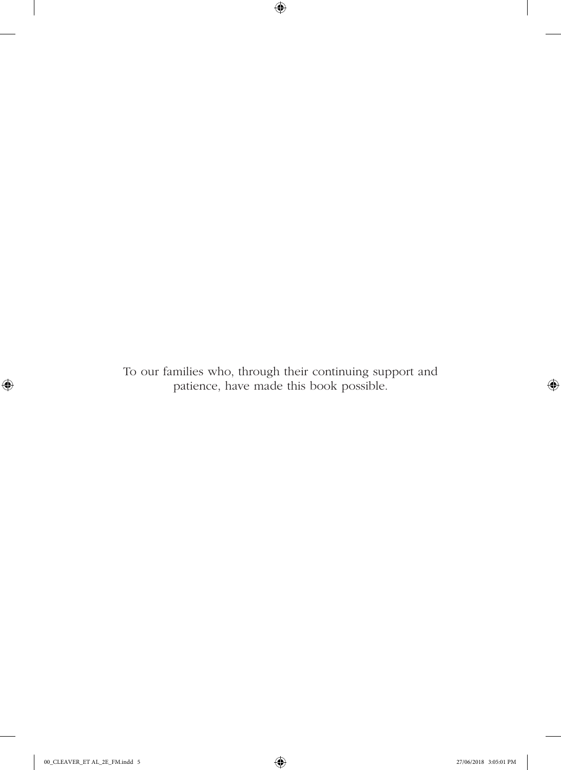To our families who, through their continuing support and patience, have made this book possible.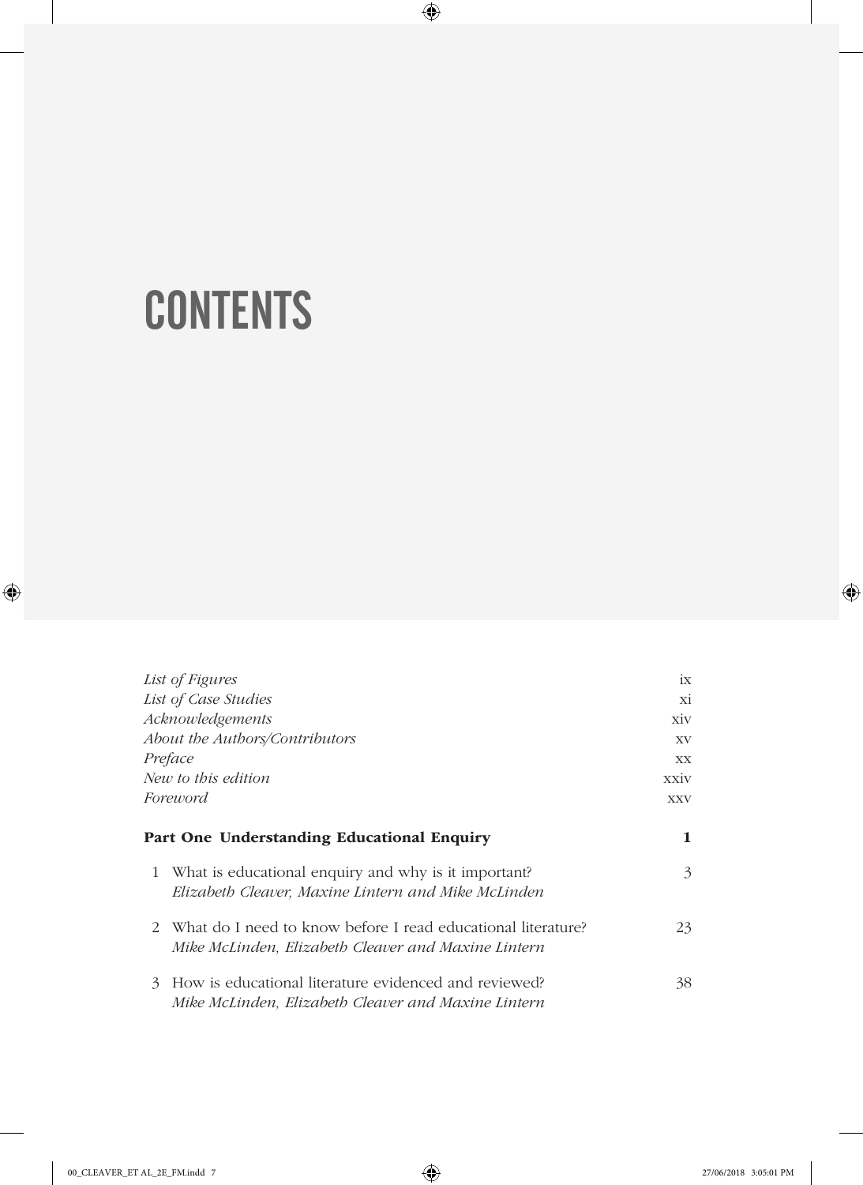# CONTENTS

| | |
|---|---|
| *List of Figures* | ix |
| *List of Case Studies* | xi |
| *Acknowledgements* | xiv |
| *About the Authors/Contributors* | xv |
| *Preface* | xx |
| *New to this edition* | xxiv |
| *Foreword* | xxv |

**Part One Understanding Educational Enquiry** **1**

1 What is educational enquiry and why is it important? 3
*Elizabeth Cleaver, Maxine Lintern and Mike McLinden*

2 What do I need to know before I read educational literature? 23
*Mike McLinden, Elizabeth Cleaver and Maxine Lintern*

3 How is educational literature evidenced and reviewed? 38
*Mike McLinden, Elizabeth Cleaver and Maxine Lintern*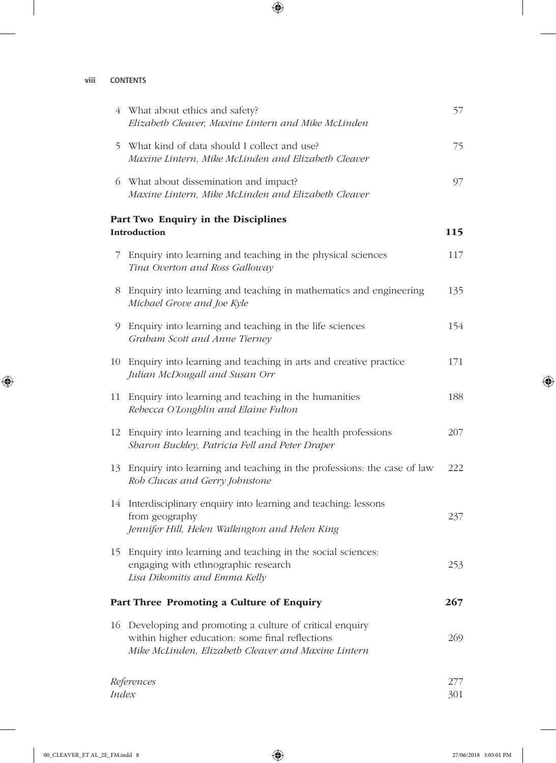4 What about ethics and safety? — 57
*Elizabeth Cleaver, Maxine Lintern and Mike McLinden*

5 What kind of data should I collect and use? — 75
*Maxine Lintern, Mike McLinden and Elizabeth Cleaver*

6 What about dissemination and impact? — 97
*Maxine Lintern, Mike McLinden and Elizabeth Cleaver*

## Part Two Enquiry in the Disciplines

**Introduction** — **115**

7 Enquiry into learning and teaching in the physical sciences — 117
*Tina Overton and Ross Galloway*

8 Enquiry into learning and teaching in mathematics and engineering — 135
*Michael Grove and Joe Kyle*

9 Enquiry into learning and teaching in the life sciences — 154
*Graham Scott and Anne Tierney*

10 Enquiry into learning and teaching in arts and creative practice — 171
*Julian McDougall and Susan Orr*

11 Enquiry into learning and teaching in the humanities — 188
*Rebecca O'Loughlin and Elaine Fulton*

12 Enquiry into learning and teaching in the health professions — 207
*Sharon Buckley, Patricia Fell and Peter Draper*

13 Enquiry into learning and teaching in the professions: the case of law — 222
*Rob Clucas and Gerry Johnstone*

14 Interdisciplinary enquiry into learning and teaching: lessons from geography — 237
*Jennifer Hill, Helen Walkington and Helen King*

15 Enquiry into learning and teaching in the social sciences: engaging with ethnographic research — 253
*Lisa Dikomitis and Emma Kelly*

## Part Three Promoting a Culture of Enquiry — 267

16 Developing and promoting a culture of critical enquiry within higher education: some final reflections — 269
*Mike McLinden, Elizabeth Cleaver and Maxine Lintern*

*References* — 277
*Index* — 301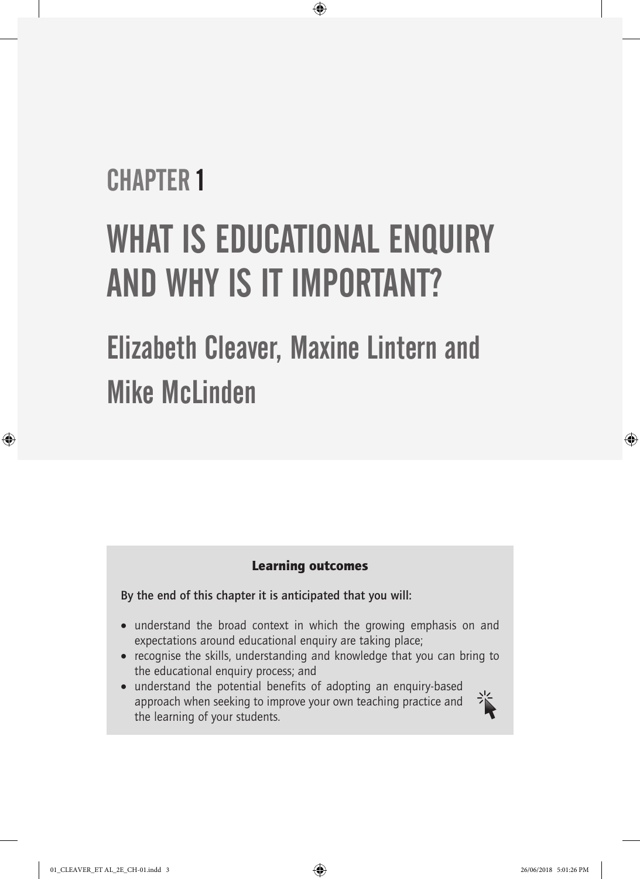# CHAPTER 1

# WHAT IS EDUCATIONAL ENQUIRY AND WHY IS IT IMPORTANT?

## Elizabeth Cleaver, Maxine Lintern and Mike McLinden

**Learning outcomes**

**By the end of this chapter it is anticipated that you will:**

- understand the broad context in which the growing emphasis on and expectations around educational enquiry are taking place;
- recognise the skills, understanding and knowledge that you can bring to the educational enquiry process; and
- understand the potential benefits of adopting an enquiry-based approach when seeking to improve your own teaching practice and the learning of your students.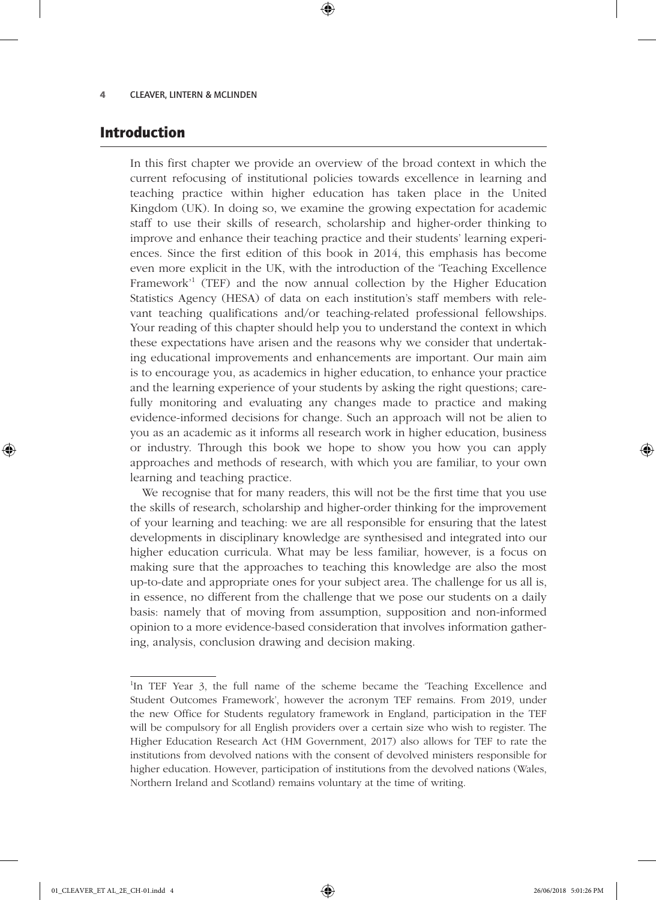## Introduction

In this first chapter we provide an overview of the broad context in which the current refocusing of institutional policies towards excellence in learning and teaching practice within higher education has taken place in the United Kingdom (UK). In doing so, we examine the growing expectation for academic staff to use their skills of research, scholarship and higher-order thinking to improve and enhance their teaching practice and their students' learning experiences. Since the first edition of this book in 2014, this emphasis has become even more explicit in the UK, with the introduction of the 'Teaching Excellence Framework'[1] (TEF) and the now annual collection by the Higher Education Statistics Agency (HESA) of data on each institution's staff members with relevant teaching qualifications and/or teaching-related professional fellowships. Your reading of this chapter should help you to understand the context in which these expectations have arisen and the reasons why we consider that undertaking educational improvements and enhancements are important. Our main aim is to encourage you, as academics in higher education, to enhance your practice and the learning experience of your students by asking the right questions; carefully monitoring and evaluating any changes made to practice and making evidence-informed decisions for change. Such an approach will not be alien to you as an academic as it informs all research work in higher education, business or industry. Through this book we hope to show you how you can apply approaches and methods of research, with which you are familiar, to your own learning and teaching practice.

We recognise that for many readers, this will not be the first time that you use the skills of research, scholarship and higher-order thinking for the improvement of your learning and teaching: we are all responsible for ensuring that the latest developments in disciplinary knowledge are synthesised and integrated into our higher education curricula. What may be less familiar, however, is a focus on making sure that the approaches to teaching this knowledge are also the most up-to-date and appropriate ones for your subject area. The challenge for us all is, in essence, no different from the challenge that we pose our students on a daily basis: namely that of moving from assumption, supposition and non-informed opinion to a more evidence-based consideration that involves information gathering, analysis, conclusion drawing and decision making.

---

[1] In TEF Year 3, the full name of the scheme became the 'Teaching Excellence and Student Outcomes Framework', however the acronym TEF remains. From 2019, under the new Office for Students regulatory framework in England, participation in the TEF will be compulsory for all English providers over a certain size who wish to register. The Higher Education Research Act (HM Government, 2017) also allows for TEF to rate the institutions from devolved nations with the consent of devolved ministers responsible for higher education. However, participation of institutions from the devolved nations (Wales, Northern Ireland and Scotland) remains voluntary at the time of writing.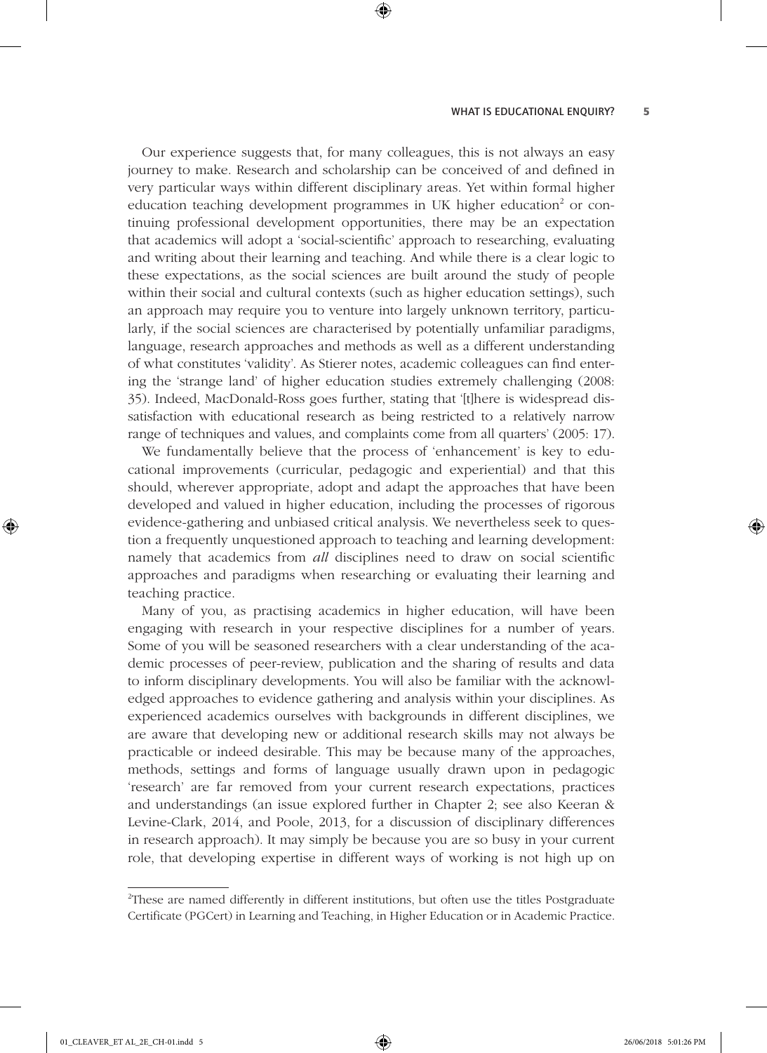Our experience suggests that, for many colleagues, this is not always an easy journey to make. Research and scholarship can be conceived of and defined in very particular ways within different disciplinary areas. Yet within formal higher education teaching development programmes in UK higher education[2] or continuing professional development opportunities, there may be an expectation that academics will adopt a 'social-scientific' approach to researching, evaluating and writing about their learning and teaching. And while there is a clear logic to these expectations, as the social sciences are built around the study of people within their social and cultural contexts (such as higher education settings), such an approach may require you to venture into largely unknown territory, particularly, if the social sciences are characterised by potentially unfamiliar paradigms, language, research approaches and methods as well as a different understanding of what constitutes 'validity'. As Stierer notes, academic colleagues can find entering the 'strange land' of higher education studies extremely challenging (2008: 35). Indeed, MacDonald-Ross goes further, stating that '[t]here is widespread dissatisfaction with educational research as being restricted to a relatively narrow range of techniques and values, and complaints come from all quarters' (2005: 17).

We fundamentally believe that the process of 'enhancement' is key to educational improvements (curricular, pedagogic and experiential) and that this should, wherever appropriate, adopt and adapt the approaches that have been developed and valued in higher education, including the processes of rigorous evidence-gathering and unbiased critical analysis. We nevertheless seek to question a frequently unquestioned approach to teaching and learning development: namely that academics from *all* disciplines need to draw on social scientific approaches and paradigms when researching or evaluating their learning and teaching practice.

Many of you, as practising academics in higher education, will have been engaging with research in your respective disciplines for a number of years. Some of you will be seasoned researchers with a clear understanding of the academic processes of peer-review, publication and the sharing of results and data to inform disciplinary developments. You will also be familiar with the acknowledged approaches to evidence gathering and analysis within your disciplines. As experienced academics ourselves with backgrounds in different disciplines, we are aware that developing new or additional research skills may not always be practicable or indeed desirable. This may be because many of the approaches, methods, settings and forms of language usually drawn upon in pedagogic 'research' are far removed from your current research expectations, practices and understandings (an issue explored further in Chapter 2; see also Keeran & Levine-Clark, 2014, and Poole, 2013, for a discussion of disciplinary differences in research approach). It may simply be because you are so busy in your current role, that developing expertise in different ways of working is not high up on

[2]These are named differently in different institutions, but often use the titles Postgraduate Certificate (PGCert) in Learning and Teaching, in Higher Education or in Academic Practice.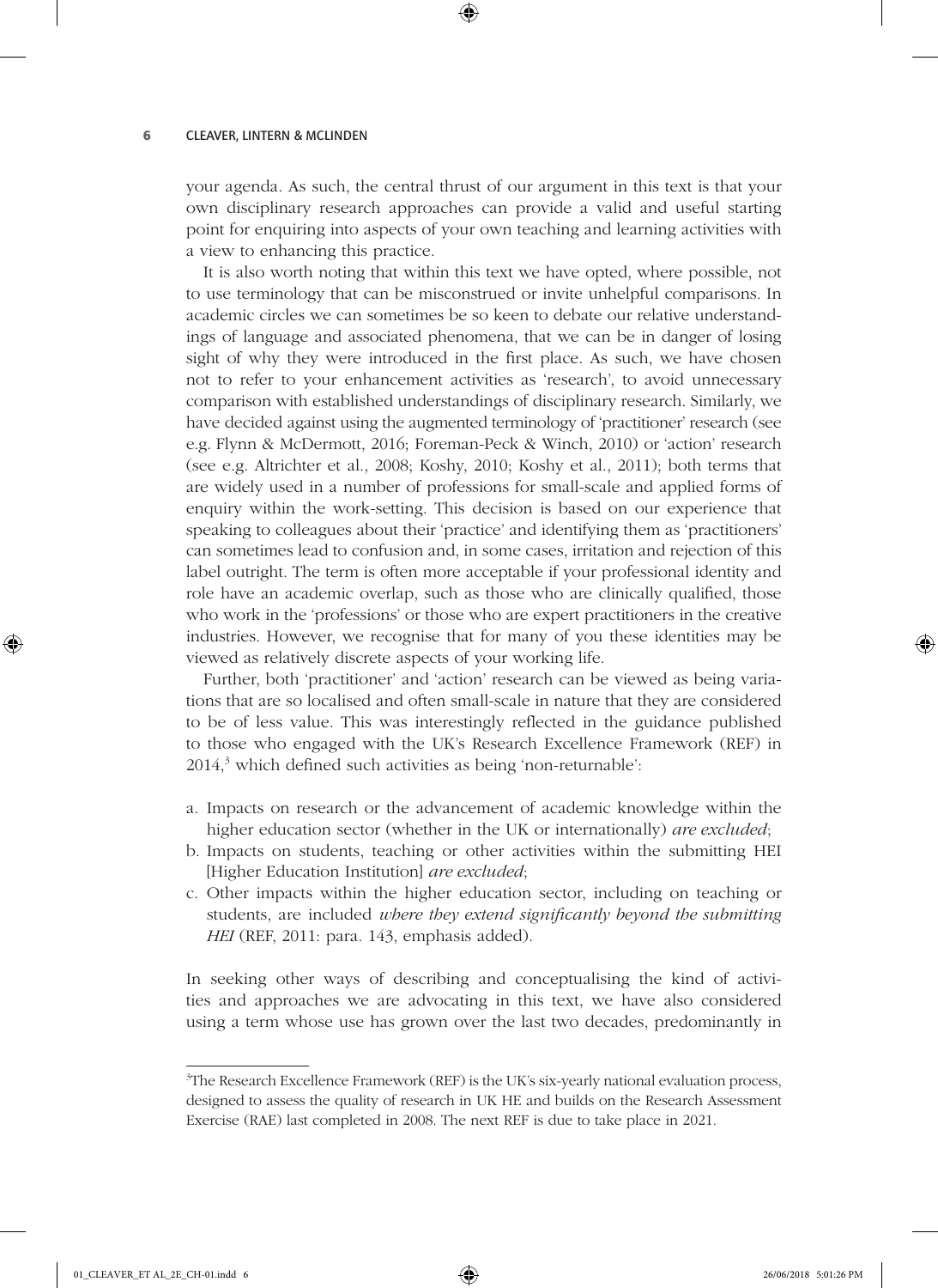your agenda. As such, the central thrust of our argument in this text is that your own disciplinary research approaches can provide a valid and useful starting point for enquiring into aspects of your own teaching and learning activities with a view to enhancing this practice.

It is also worth noting that within this text we have opted, where possible, not to use terminology that can be misconstrued or invite unhelpful comparisons. In academic circles we can sometimes be so keen to debate our relative understandings of language and associated phenomena, that we can be in danger of losing sight of why they were introduced in the first place. As such, we have chosen not to refer to your enhancement activities as 'research', to avoid unnecessary comparison with established understandings of disciplinary research. Similarly, we have decided against using the augmented terminology of 'practitioner' research (see e.g. Flynn & McDermott, 2016; Foreman-Peck & Winch, 2010) or 'action' research (see e.g. Altrichter et al., 2008; Koshy, 2010; Koshy et al., 2011); both terms that are widely used in a number of professions for small-scale and applied forms of enquiry within the work-setting. This decision is based on our experience that speaking to colleagues about their 'practice' and identifying them as 'practitioners' can sometimes lead to confusion and, in some cases, irritation and rejection of this label outright. The term is often more acceptable if your professional identity and role have an academic overlap, such as those who are clinically qualified, those who work in the 'professions' or those who are expert practitioners in the creative industries. However, we recognise that for many of you these identities may be viewed as relatively discrete aspects of your working life.

Further, both 'practitioner' and 'action' research can be viewed as being variations that are so localised and often small-scale in nature that they are considered to be of less value. This was interestingly reflected in the guidance published to those who engaged with the UK's Research Excellence Framework (REF) in 2014,[3] which defined such activities as being 'non-returnable':

a. Impacts on research or the advancement of academic knowledge within the higher education sector (whether in the UK or internationally) *are excluded*;
b. Impacts on students, teaching or other activities within the submitting HEI [Higher Education Institution] *are excluded*;
c. Other impacts within the higher education sector, including on teaching or students, are included *where they extend significantly beyond the submitting HEI* (REF, 2011: para. 143, emphasis added).

In seeking other ways of describing and conceptualising the kind of activities and approaches we are advocating in this text, we have also considered using a term whose use has grown over the last two decades, predominantly in

[3] The Research Excellence Framework (REF) is the UK's six-yearly national evaluation process, designed to assess the quality of research in UK HE and builds on the Research Assessment Exercise (RAE) last completed in 2008. The next REF is due to take place in 2021.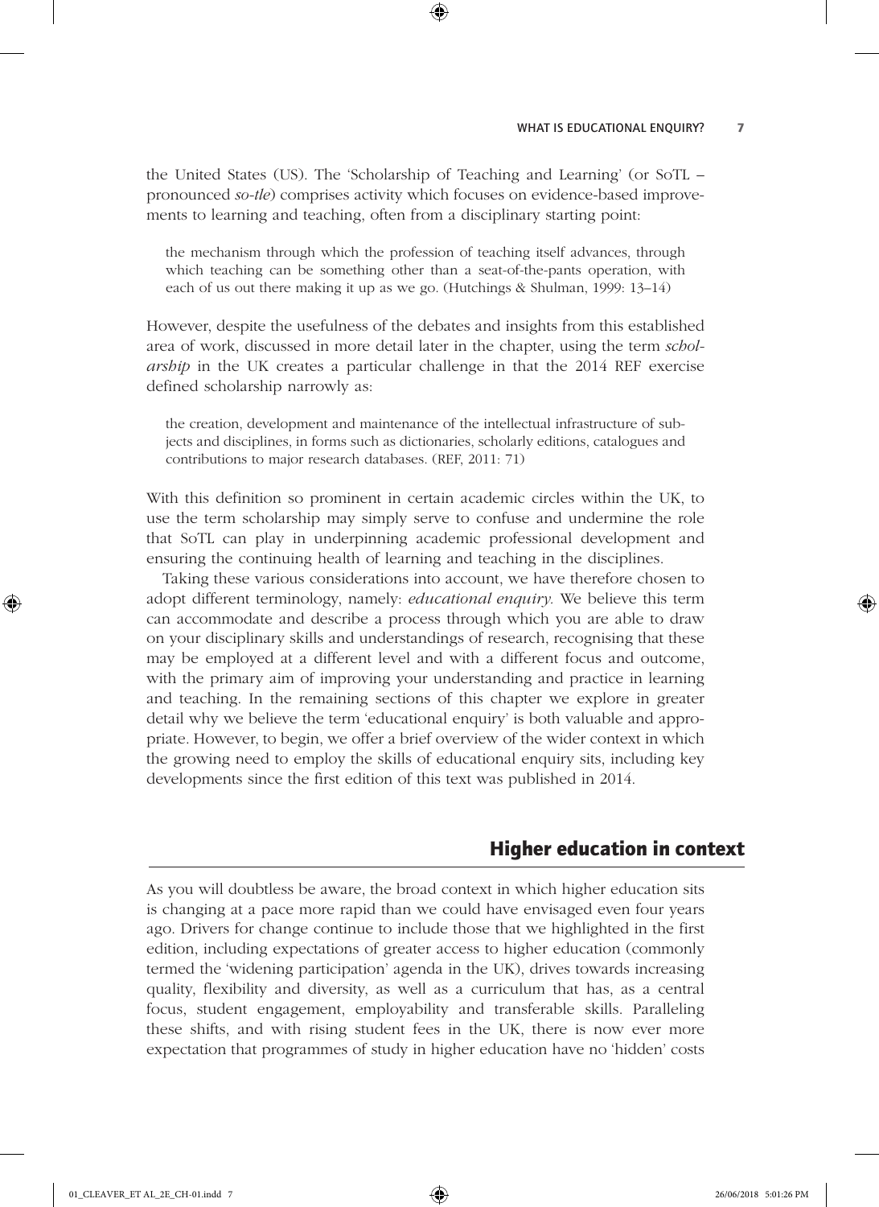the United States (US). The 'Scholarship of Teaching and Learning' (or SoTL – pronounced *so-tle*) comprises activity which focuses on evidence-based improvements to learning and teaching, often from a disciplinary starting point:

> the mechanism through which the profession of teaching itself advances, through which teaching can be something other than a seat-of-the-pants operation, with each of us out there making it up as we go. (Hutchings & Shulman, 1999: 13–14)

However, despite the usefulness of the debates and insights from this established area of work, discussed in more detail later in the chapter, using the term *scholarship* in the UK creates a particular challenge in that the 2014 REF exercise defined scholarship narrowly as:

> the creation, development and maintenance of the intellectual infrastructure of subjects and disciplines, in forms such as dictionaries, scholarly editions, catalogues and contributions to major research databases. (REF, 2011: 71)

With this definition so prominent in certain academic circles within the UK, to use the term scholarship may simply serve to confuse and undermine the role that SoTL can play in underpinning academic professional development and ensuring the continuing health of learning and teaching in the disciplines.

Taking these various considerations into account, we have therefore chosen to adopt different terminology, namely: *educational enquiry.* We believe this term can accommodate and describe a process through which you are able to draw on your disciplinary skills and understandings of research, recognising that these may be employed at a different level and with a different focus and outcome, with the primary aim of improving your understanding and practice in learning and teaching. In the remaining sections of this chapter we explore in greater detail why we believe the term 'educational enquiry' is both valuable and appropriate. However, to begin, we offer a brief overview of the wider context in which the growing need to employ the skills of educational enquiry sits, including key developments since the first edition of this text was published in 2014.

## Higher education in context

As you will doubtless be aware, the broad context in which higher education sits is changing at a pace more rapid than we could have envisaged even four years ago. Drivers for change continue to include those that we highlighted in the first edition, including expectations of greater access to higher education (commonly termed the 'widening participation' agenda in the UK), drives towards increasing quality, flexibility and diversity, as well as a curriculum that has, as a central focus, student engagement, employability and transferable skills. Paralleling these shifts, and with rising student fees in the UK, there is now ever more expectation that programmes of study in higher education have no 'hidden' costs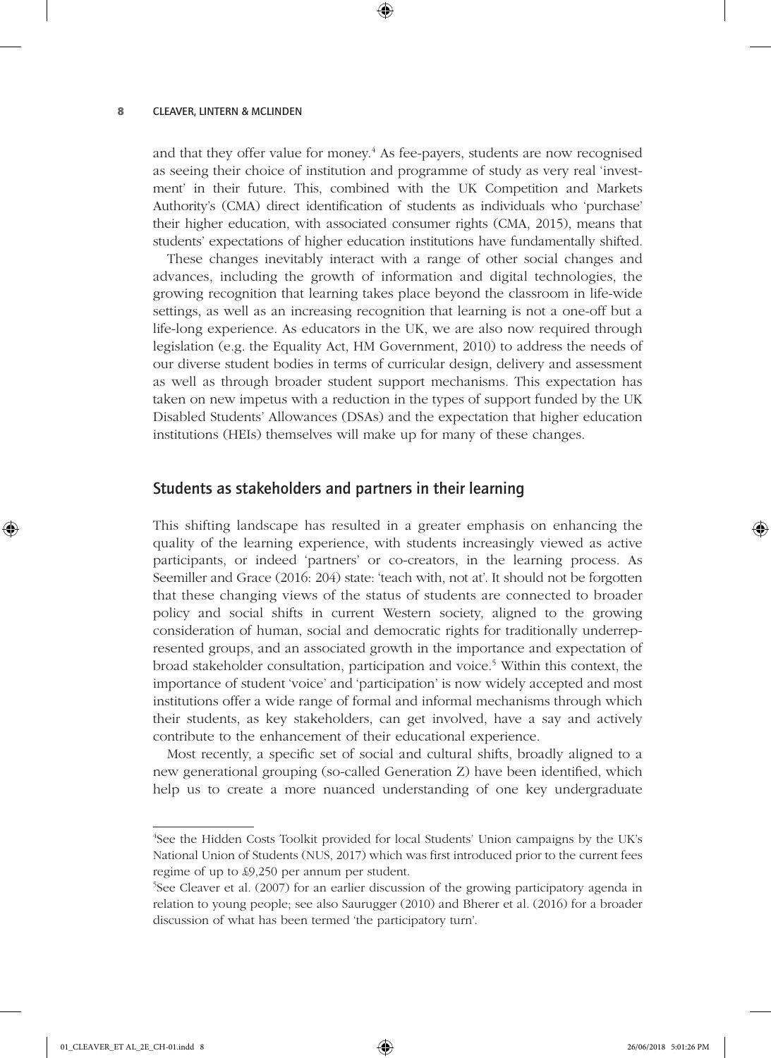and that they offer value for money.[4] As fee-payers, students are now recognised as seeing their choice of institution and programme of study as very real 'investment' in their future. This, combined with the UK Competition and Markets Authority's (CMA) direct identification of students as individuals who 'purchase' their higher education, with associated consumer rights (CMA, 2015), means that students' expectations of higher education institutions have fundamentally shifted.

These changes inevitably interact with a range of other social changes and advances, including the growth of information and digital technologies, the growing recognition that learning takes place beyond the classroom in life-wide settings, as well as an increasing recognition that learning is not a one-off but a life-long experience. As educators in the UK, we are also now required through legislation (e.g. the Equality Act, HM Government, 2010) to address the needs of our diverse student bodies in terms of curricular design, delivery and assessment as well as through broader student support mechanisms. This expectation has taken on new impetus with a reduction in the types of support funded by the UK Disabled Students' Allowances (DSAs) and the expectation that higher education institutions (HEIs) themselves will make up for many of these changes.

## Students as stakeholders and partners in their learning

This shifting landscape has resulted in a greater emphasis on enhancing the quality of the learning experience, with students increasingly viewed as active participants, or indeed 'partners' or co-creators, in the learning process. As Seemiller and Grace (2016: 204) state: 'teach with, not at'. It should not be forgotten that these changing views of the status of students are connected to broader policy and social shifts in current Western society, aligned to the growing consideration of human, social and democratic rights for traditionally underrepresented groups, and an associated growth in the importance and expectation of broad stakeholder consultation, participation and voice.[5] Within this context, the importance of student 'voice' and 'participation' is now widely accepted and most institutions offer a wide range of formal and informal mechanisms through which their students, as key stakeholders, can get involved, have a say and actively contribute to the enhancement of their educational experience.

Most recently, a specific set of social and cultural shifts, broadly aligned to a new generational grouping (so-called Generation Z) have been identified, which help us to create a more nuanced understanding of one key undergraduate

---

[4] See the Hidden Costs Toolkit provided for local Students' Union campaigns by the UK's National Union of Students (NUS, 2017) which was first introduced prior to the current fees regime of up to £9,250 per annum per student.

[5] See Cleaver et al. (2007) for an earlier discussion of the growing participatory agenda in relation to young people; see also Saurugger (2010) and Bherer et al. (2016) for a broader discussion of what has been termed 'the participatory turn'.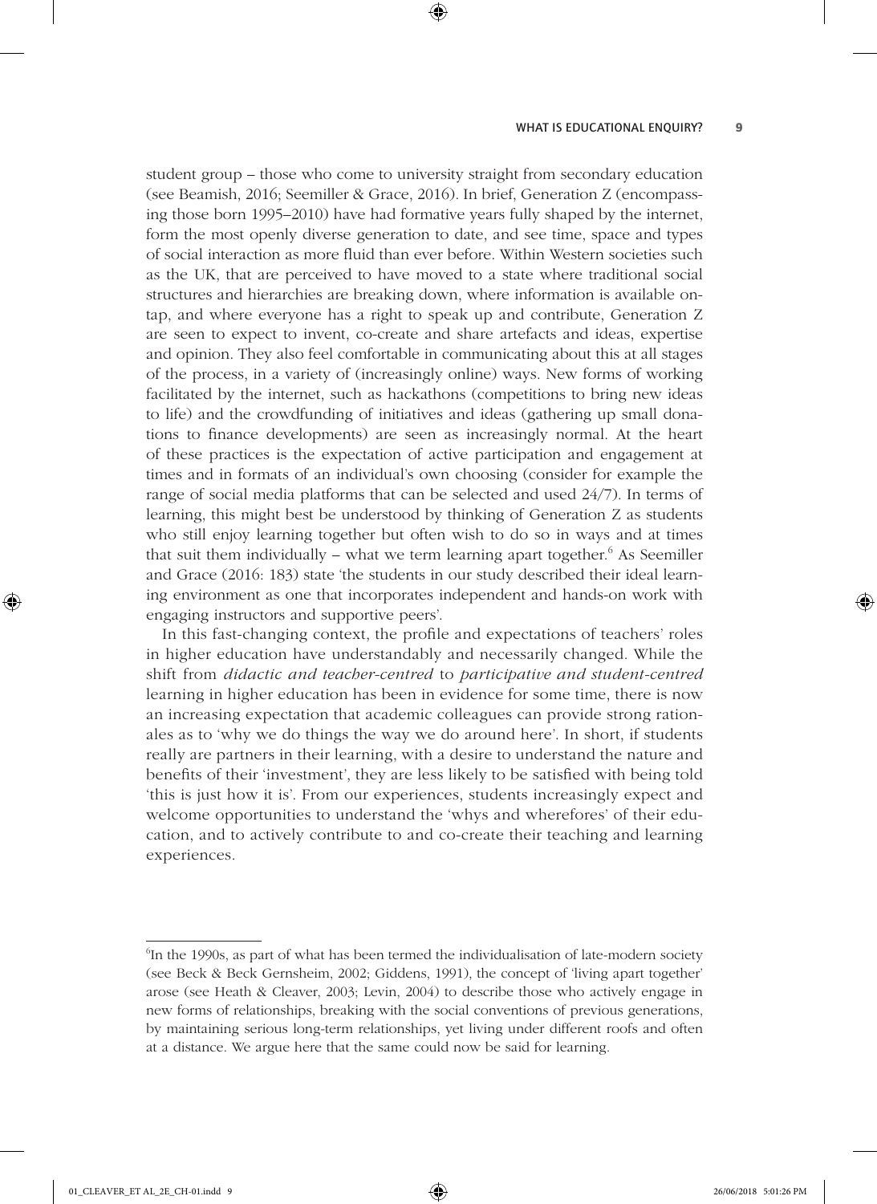student group – those who come to university straight from secondary education (see Beamish, 2016; Seemiller & Grace, 2016). In brief, Generation Z (encompassing those born 1995–2010) have had formative years fully shaped by the internet, form the most openly diverse generation to date, and see time, space and types of social interaction as more fluid than ever before. Within Western societies such as the UK, that are perceived to have moved to a state where traditional social structures and hierarchies are breaking down, where information is available on-tap, and where everyone has a right to speak up and contribute, Generation Z are seen to expect to invent, co-create and share artefacts and ideas, expertise and opinion. They also feel comfortable in communicating about this at all stages of the process, in a variety of (increasingly online) ways. New forms of working facilitated by the internet, such as hackathons (competitions to bring new ideas to life) and the crowdfunding of initiatives and ideas (gathering up small donations to finance developments) are seen as increasingly normal. At the heart of these practices is the expectation of active participation and engagement at times and in formats of an individual's own choosing (consider for example the range of social media platforms that can be selected and used 24/7). In terms of learning, this might best be understood by thinking of Generation Z as students who still enjoy learning together but often wish to do so in ways and at times that suit them individually – what we term learning apart together.[6] As Seemiller and Grace (2016: 183) state 'the students in our study described their ideal learning environment as one that incorporates independent and hands-on work with engaging instructors and supportive peers'.

In this fast-changing context, the profile and expectations of teachers' roles in higher education have understandably and necessarily changed. While the shift from *didactic and teacher-centred* to *participative and student-centred* learning in higher education has been in evidence for some time, there is now an increasing expectation that academic colleagues can provide strong rationales as to 'why we do things the way we do around here'. In short, if students really are partners in their learning, with a desire to understand the nature and benefits of their 'investment', they are less likely to be satisfied with being told 'this is just how it is'. From our experiences, students increasingly expect and welcome opportunities to understand the 'whys and wherefores' of their education, and to actively contribute to and co-create their teaching and learning experiences.

---

[6]In the 1990s, as part of what has been termed the individualisation of late-modern society (see Beck & Beck Gernsheim, 2002; Giddens, 1991), the concept of 'living apart together' arose (see Heath & Cleaver, 2003; Levin, 2004) to describe those who actively engage in new forms of relationships, breaking with the social conventions of previous generations, by maintaining serious long-term relationships, yet living under different roofs and often at a distance. We argue here that the same could now be said for learning.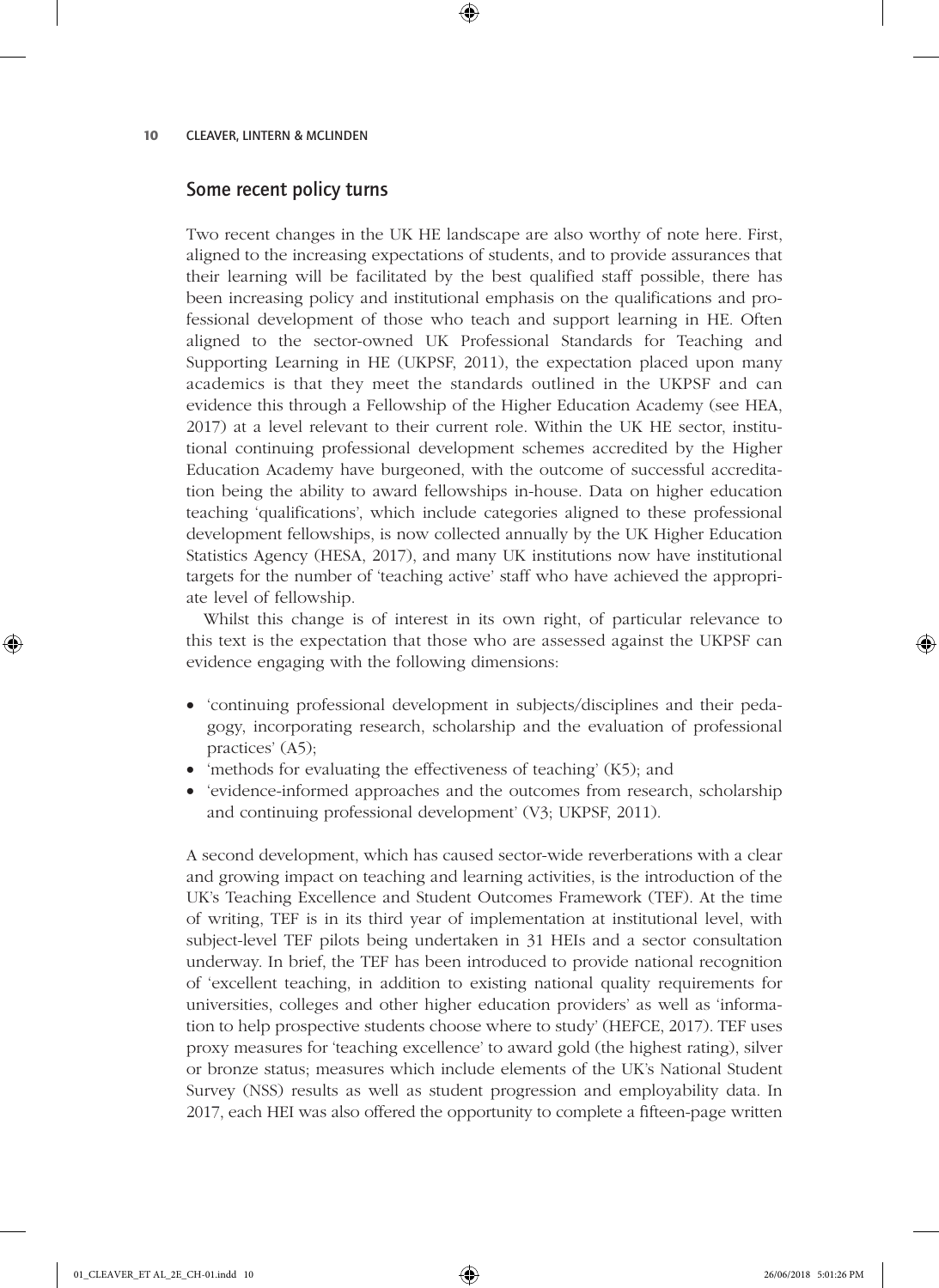## Some recent policy turns

Two recent changes in the UK HE landscape are also worthy of note here. First, aligned to the increasing expectations of students, and to provide assurances that their learning will be facilitated by the best qualified staff possible, there has been increasing policy and institutional emphasis on the qualifications and professional development of those who teach and support learning in HE. Often aligned to the sector-owned UK Professional Standards for Teaching and Supporting Learning in HE (UKPSF, 2011), the expectation placed upon many academics is that they meet the standards outlined in the UKPSF and can evidence this through a Fellowship of the Higher Education Academy (see HEA, 2017) at a level relevant to their current role. Within the UK HE sector, institutional continuing professional development schemes accredited by the Higher Education Academy have burgeoned, with the outcome of successful accreditation being the ability to award fellowships in-house. Data on higher education teaching 'qualifications', which include categories aligned to these professional development fellowships, is now collected annually by the UK Higher Education Statistics Agency (HESA, 2017), and many UK institutions now have institutional targets for the number of 'teaching active' staff who have achieved the appropriate level of fellowship.

Whilst this change is of interest in its own right, of particular relevance to this text is the expectation that those who are assessed against the UKPSF can evidence engaging with the following dimensions:

- 'continuing professional development in subjects/disciplines and their pedagogy, incorporating research, scholarship and the evaluation of professional practices' (A5);
- 'methods for evaluating the effectiveness of teaching' (K5); and
- 'evidence-informed approaches and the outcomes from research, scholarship and continuing professional development' (V3; UKPSF, 2011).

A second development, which has caused sector-wide reverberations with a clear and growing impact on teaching and learning activities, is the introduction of the UK's Teaching Excellence and Student Outcomes Framework (TEF). At the time of writing, TEF is in its third year of implementation at institutional level, with subject-level TEF pilots being undertaken in 31 HEIs and a sector consultation underway. In brief, the TEF has been introduced to provide national recognition of 'excellent teaching, in addition to existing national quality requirements for universities, colleges and other higher education providers' as well as 'information to help prospective students choose where to study' (HEFCE, 2017). TEF uses proxy measures for 'teaching excellence' to award gold (the highest rating), silver or bronze status; measures which include elements of the UK's National Student Survey (NSS) results as well as student progression and employability data. In 2017, each HEI was also offered the opportunity to complete a fifteen-page written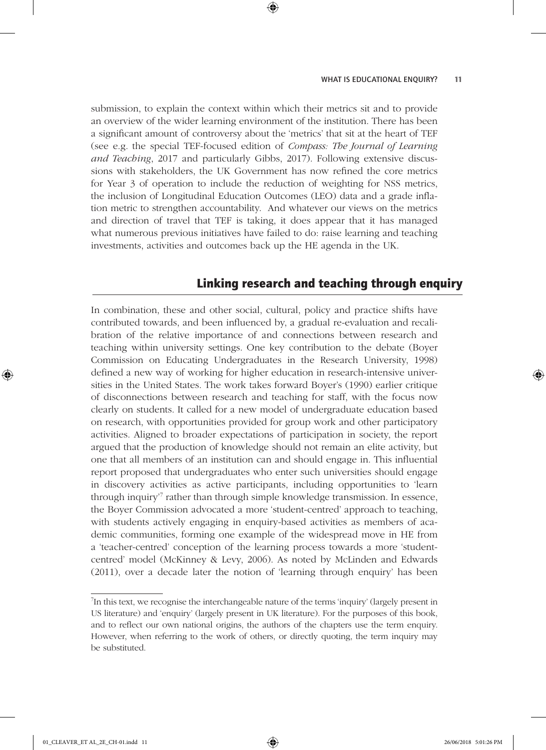submission, to explain the context within which their metrics sit and to provide an overview of the wider learning environment of the institution. There has been a significant amount of controversy about the 'metrics' that sit at the heart of TEF (see e.g. the special TEF-focused edition of *Compass: The Journal of Learning and Teaching*, 2017 and particularly Gibbs, 2017). Following extensive discussions with stakeholders, the UK Government has now refined the core metrics for Year 3 of operation to include the reduction of weighting for NSS metrics, the inclusion of Longitudinal Education Outcomes (LEO) data and a grade inflation metric to strengthen accountability. And whatever our views on the metrics and direction of travel that TEF is taking, it does appear that it has managed what numerous previous initiatives have failed to do: raise learning and teaching investments, activities and outcomes back up the HE agenda in the UK.

## Linking research and teaching through enquiry

In combination, these and other social, cultural, policy and practice shifts have contributed towards, and been influenced by, a gradual re-evaluation and recalibration of the relative importance of and connections between research and teaching within university settings. One key contribution to the debate (Boyer Commission on Educating Undergraduates in the Research University, 1998) defined a new way of working for higher education in research-intensive universities in the United States. The work takes forward Boyer's (1990) earlier critique of disconnections between research and teaching for staff, with the focus now clearly on students. It called for a new model of undergraduate education based on research, with opportunities provided for group work and other participatory activities. Aligned to broader expectations of participation in society, the report argued that the production of knowledge should not remain an elite activity, but one that all members of an institution can and should engage in. This influential report proposed that undergraduates who enter such universities should engage in discovery activities as active participants, including opportunities to 'learn through inquiry'[7] rather than through simple knowledge transmission. In essence, the Boyer Commission advocated a more 'student-centred' approach to teaching, with students actively engaging in enquiry-based activities as members of academic communities, forming one example of the widespread move in HE from a 'teacher-centred' conception of the learning process towards a more 'student-centred' model (McKinney & Levy, 2006). As noted by McLinden and Edwards (2011), over a decade later the notion of 'learning through enquiry' has been

---

[7] In this text, we recognise the interchangeable nature of the terms 'inquiry' (largely present in US literature) and 'enquiry' (largely present in UK literature). For the purposes of this book, and to reflect our own national origins, the authors of the chapters use the term enquiry. However, when referring to the work of others, or directly quoting, the term inquiry may be substituted.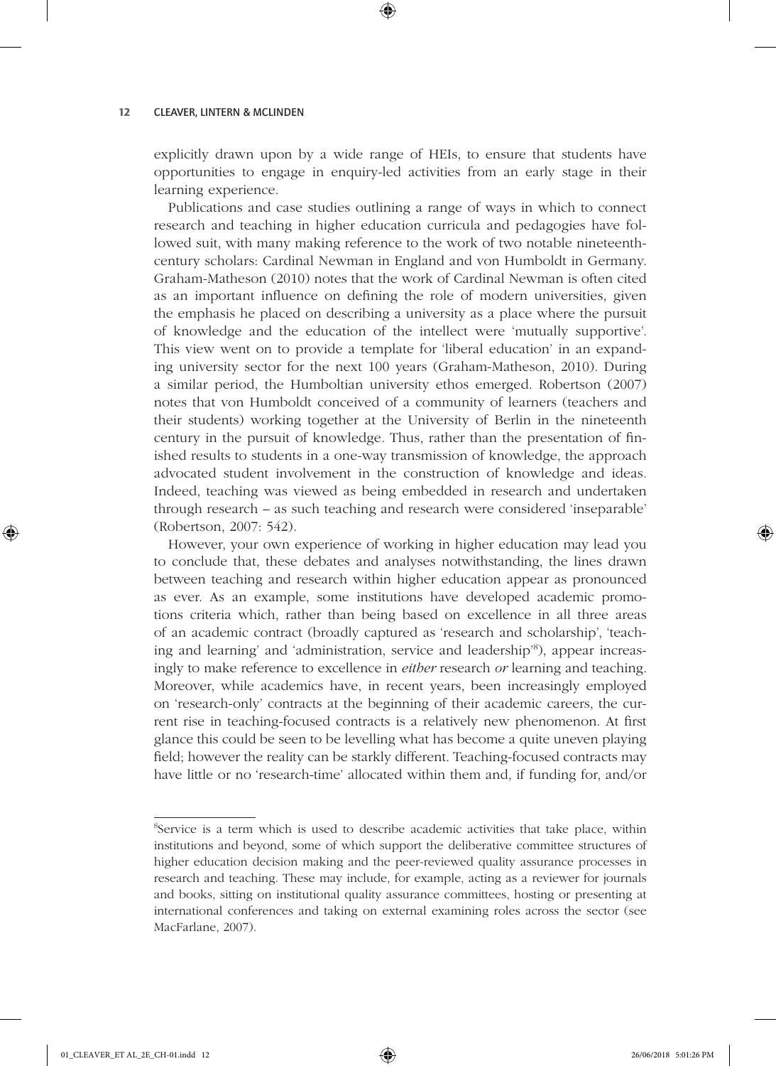explicitly drawn upon by a wide range of HEIs, to ensure that students have opportunities to engage in enquiry-led activities from an early stage in their learning experience.

Publications and case studies outlining a range of ways in which to connect research and teaching in higher education curricula and pedagogies have followed suit, with many making reference to the work of two notable nineteenth-century scholars: Cardinal Newman in England and von Humboldt in Germany. Graham-Matheson (2010) notes that the work of Cardinal Newman is often cited as an important influence on defining the role of modern universities, given the emphasis he placed on describing a university as a place where the pursuit of knowledge and the education of the intellect were 'mutually supportive'. This view went on to provide a template for 'liberal education' in an expanding university sector for the next 100 years (Graham-Matheson, 2010). During a similar period, the Humboltian university ethos emerged. Robertson (2007) notes that von Humboldt conceived of a community of learners (teachers and their students) working together at the University of Berlin in the nineteenth century in the pursuit of knowledge. Thus, rather than the presentation of finished results to students in a one-way transmission of knowledge, the approach advocated student involvement in the construction of knowledge and ideas. Indeed, teaching was viewed as being embedded in research and undertaken through research – as such teaching and research were considered 'inseparable' (Robertson, 2007: 542).

However, your own experience of working in higher education may lead you to conclude that, these debates and analyses notwithstanding, the lines drawn between teaching and research within higher education appear as pronounced as ever. As an example, some institutions have developed academic promotions criteria which, rather than being based on excellence in all three areas of an academic contract (broadly captured as 'research and scholarship', 'teaching and learning' and 'administration, service and leadership'[8]), appear increasingly to make reference to excellence in *either* research *or* learning and teaching. Moreover, while academics have, in recent years, been increasingly employed on 'research-only' contracts at the beginning of their academic careers, the current rise in teaching-focused contracts is a relatively new phenomenon. At first glance this could be seen to be levelling what has become a quite uneven playing field; however the reality can be starkly different. Teaching-focused contracts may have little or no 'research-time' allocated within them and, if funding for, and/or

---

[8]Service is a term which is used to describe academic activities that take place, within institutions and beyond, some of which support the deliberative committee structures of higher education decision making and the peer-reviewed quality assurance processes in research and teaching. These may include, for example, acting as a reviewer for journals and books, sitting on institutional quality assurance committees, hosting or presenting at international conferences and taking on external examining roles across the sector (see MacFarlane, 2007).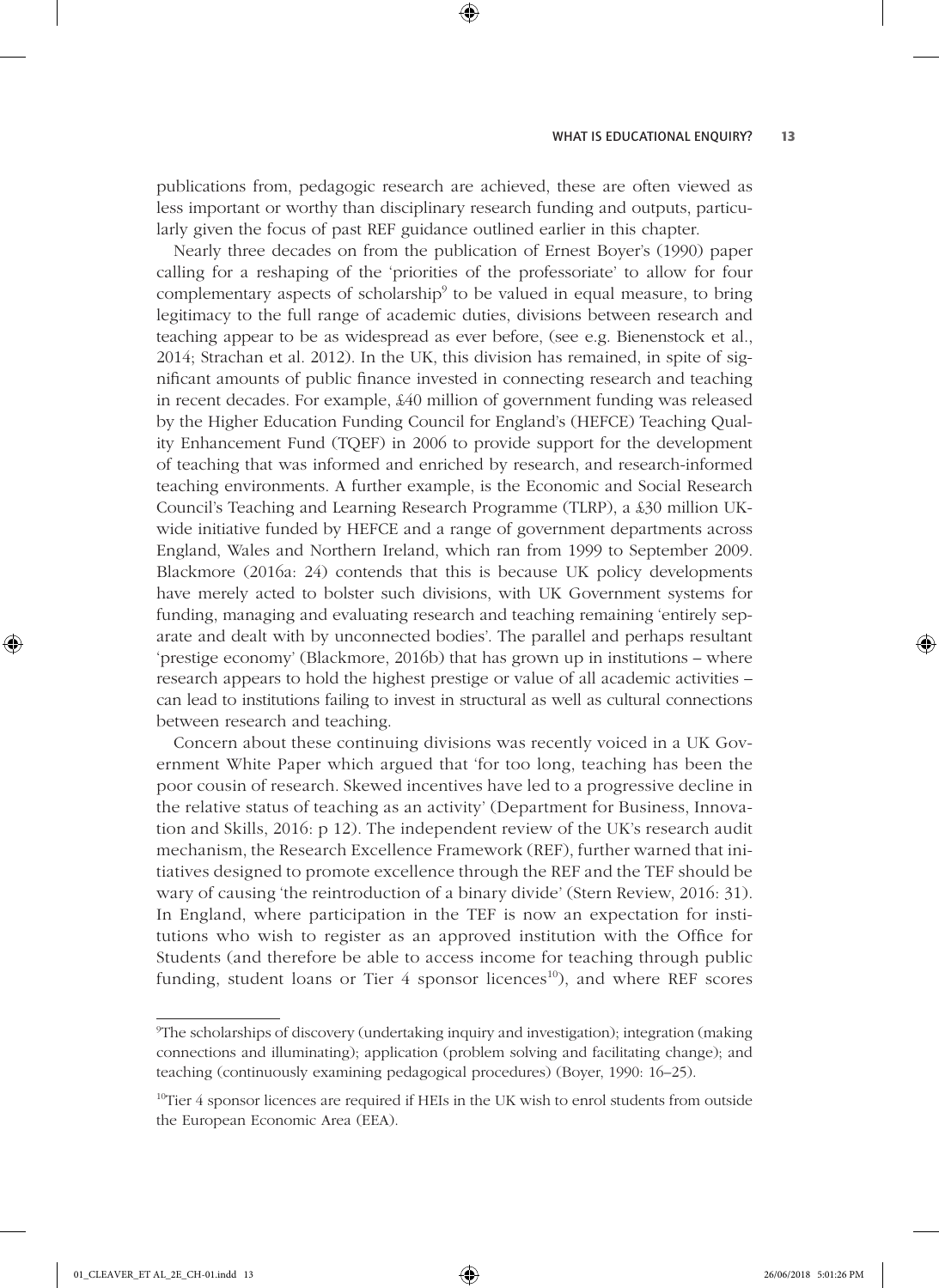publications from, pedagogic research are achieved, these are often viewed as less important or worthy than disciplinary research funding and outputs, particularly given the focus of past REF guidance outlined earlier in this chapter.

Nearly three decades on from the publication of Ernest Boyer's (1990) paper calling for a reshaping of the 'priorities of the professoriate' to allow for four complementary aspects of scholarship[9] to be valued in equal measure, to bring legitimacy to the full range of academic duties, divisions between research and teaching appear to be as widespread as ever before, (see e.g. Bienenstock et al., 2014; Strachan et al. 2012). In the UK, this division has remained, in spite of significant amounts of public finance invested in connecting research and teaching in recent decades. For example, £40 million of government funding was released by the Higher Education Funding Council for England's (HEFCE) Teaching Quality Enhancement Fund (TQEF) in 2006 to provide support for the development of teaching that was informed and enriched by research, and research-informed teaching environments. A further example, is the Economic and Social Research Council's Teaching and Learning Research Programme (TLRP), a £30 million UK-wide initiative funded by HEFCE and a range of government departments across England, Wales and Northern Ireland, which ran from 1999 to September 2009. Blackmore (2016a: 24) contends that this is because UK policy developments have merely acted to bolster such divisions, with UK Government systems for funding, managing and evaluating research and teaching remaining 'entirely separate and dealt with by unconnected bodies'. The parallel and perhaps resultant 'prestige economy' (Blackmore, 2016b) that has grown up in institutions – where research appears to hold the highest prestige or value of all academic activities – can lead to institutions failing to invest in structural as well as cultural connections between research and teaching.

Concern about these continuing divisions was recently voiced in a UK Government White Paper which argued that 'for too long, teaching has been the poor cousin of research. Skewed incentives have led to a progressive decline in the relative status of teaching as an activity' (Department for Business, Innovation and Skills, 2016: p 12). The independent review of the UK's research audit mechanism, the Research Excellence Framework (REF), further warned that initiatives designed to promote excellence through the REF and the TEF should be wary of causing 'the reintroduction of a binary divide' (Stern Review, 2016: 31). In England, where participation in the TEF is now an expectation for institutions who wish to register as an approved institution with the Office for Students (and therefore be able to access income for teaching through public funding, student loans or Tier 4 sponsor licences[10]), and where REF scores

[9] The scholarships of discovery (undertaking inquiry and investigation); integration (making connections and illuminating); application (problem solving and facilitating change); and teaching (continuously examining pedagogical procedures) (Boyer, 1990: 16–25).

[10] Tier 4 sponsor licences are required if HEIs in the UK wish to enrol students from outside the European Economic Area (EEA).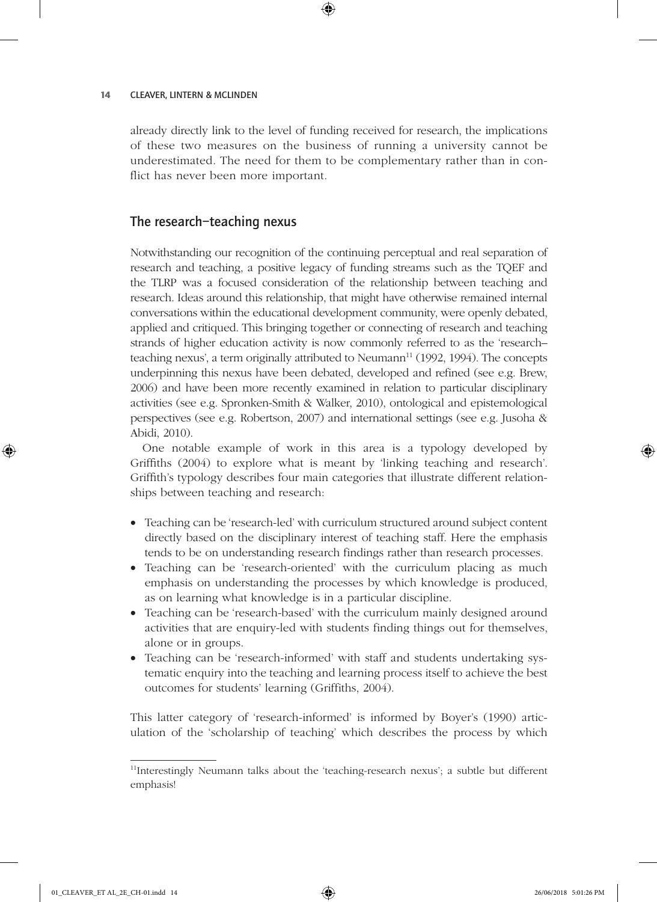already directly link to the level of funding received for research, the implications of these two measures on the business of running a university cannot be underestimated. The need for them to be complementary rather than in conflict has never been more important.

## The research–teaching nexus

Notwithstanding our recognition of the continuing perceptual and real separation of research and teaching, a positive legacy of funding streams such as the TQEF and the TLRP was a focused consideration of the relationship between teaching and research. Ideas around this relationship, that might have otherwise remained internal conversations within the educational development community, were openly debated, applied and critiqued. This bringing together or connecting of research and teaching strands of higher education activity is now commonly referred to as the 'research–teaching nexus', a term originally attributed to Neumann[11] (1992, 1994). The concepts underpinning this nexus have been debated, developed and refined (see e.g. Brew, 2006) and have been more recently examined in relation to particular disciplinary activities (see e.g. Spronken-Smith & Walker, 2010), ontological and epistemological perspectives (see e.g. Robertson, 2007) and international settings (see e.g. Jusoha & Abidi, 2010).

One notable example of work in this area is a typology developed by Griffiths (2004) to explore what is meant by 'linking teaching and research'. Griffith's typology describes four main categories that illustrate different relationships between teaching and research:

- Teaching can be 'research-led' with curriculum structured around subject content directly based on the disciplinary interest of teaching staff. Here the emphasis tends to be on understanding research findings rather than research processes.
- Teaching can be 'research-oriented' with the curriculum placing as much emphasis on understanding the processes by which knowledge is produced, as on learning what knowledge is in a particular discipline.
- Teaching can be 'research-based' with the curriculum mainly designed around activities that are enquiry-led with students finding things out for themselves, alone or in groups.
- Teaching can be 'research-informed' with staff and students undertaking systematic enquiry into the teaching and learning process itself to achieve the best outcomes for students' learning (Griffiths, 2004).

This latter category of 'research-informed' is informed by Boyer's (1990) articulation of the 'scholarship of teaching' which describes the process by which

[11] Interestingly Neumann talks about the 'teaching-research nexus'; a subtle but different emphasis!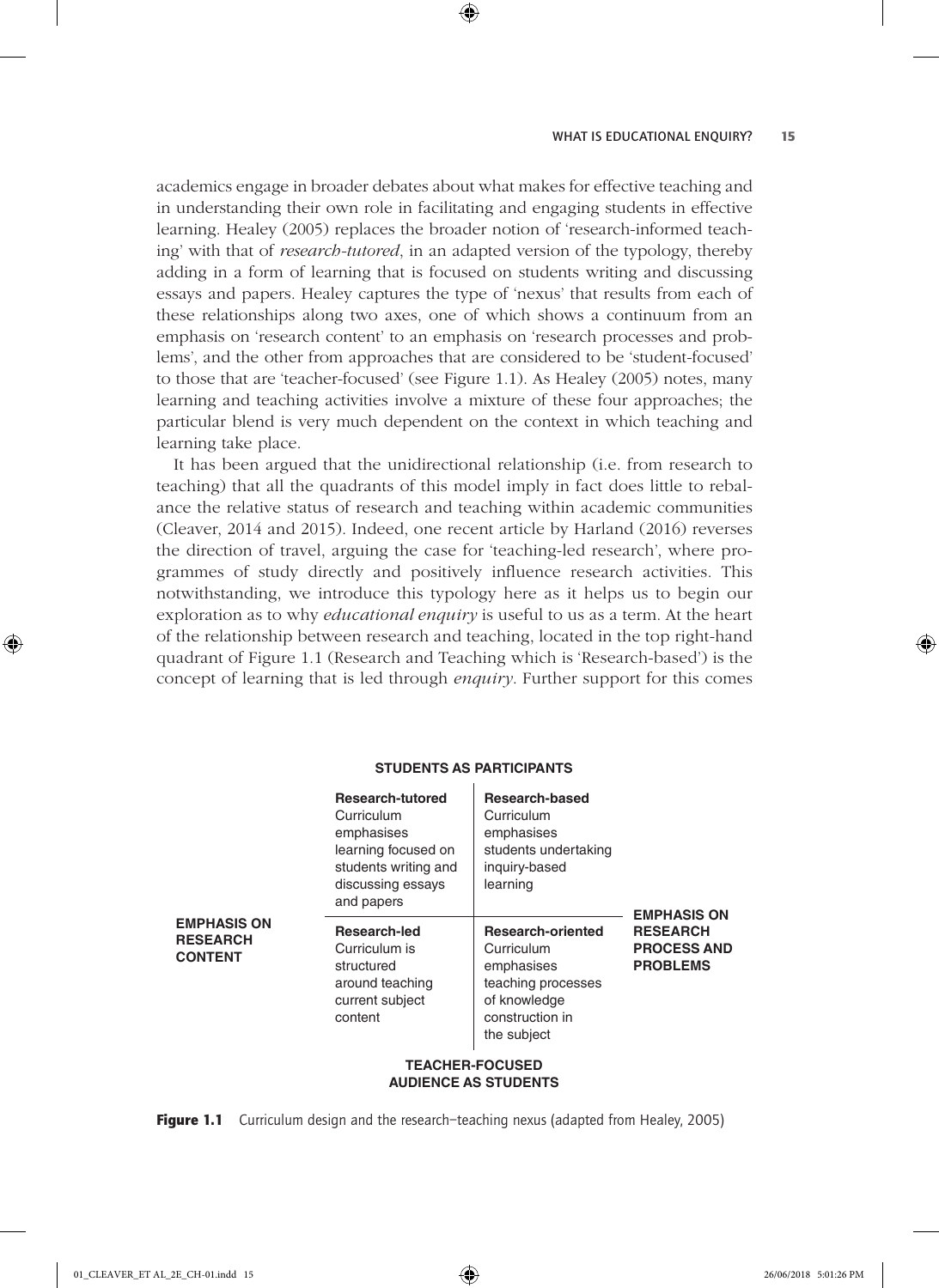academics engage in broader debates about what makes for effective teaching and in understanding their own role in facilitating and engaging students in effective learning. Healey (2005) replaces the broader notion of 'research-informed teaching' with that of *research-tutored*, in an adapted version of the typology, thereby adding in a form of learning that is focused on students writing and discussing essays and papers. Healey captures the type of 'nexus' that results from each of these relationships along two axes, one of which shows a continuum from an emphasis on 'research content' to an emphasis on 'research processes and problems', and the other from approaches that are considered to be 'student-focused' to those that are 'teacher-focused' (see Figure 1.1). As Healey (2005) notes, many learning and teaching activities involve a mixture of these four approaches; the particular blend is very much dependent on the context in which teaching and learning take place.

It has been argued that the unidirectional relationship (i.e. from research to teaching) that all the quadrants of this model imply in fact does little to rebalance the relative status of research and teaching within academic communities (Cleaver, 2014 and 2015). Indeed, one recent article by Harland (2016) reverses the direction of travel, arguing the case for 'teaching-led research', where programmes of study directly and positively influence research activities. This notwithstanding, we introduce this typology here as it helps us to begin our exploration as to why *educational enquiry* is useful to us as a term. At the heart of the relationship between research and teaching, located in the top right-hand quadrant of Figure 1.1 (Research and Teaching which is 'Research-based') is the concept of learning that is led through *enquiry*. Further support for this comes

| | **STUDENTS AS PARTICIPANTS** | | |
|---|---|---|---|
| | **Research-tutored** Curriculum emphasises learning focused on students writing and discussing essays and papers | **Research-based** Curriculum emphasises students undertaking inquiry-based learning | |
| **EMPHASIS ON RESEARCH CONTENT** | | | **EMPHASIS ON RESEARCH PROCESS AND PROBLEMS** |
| | **Research-led** Curriculum is structured around teaching current subject content | **Research-oriented** Curriculum emphasises teaching processes of knowledge construction in the subject | |
| | **TEACHER-FOCUSED AUDIENCE AS STUDENTS** | | |

**Figure 1.1** Curriculum design and the research–teaching nexus (adapted from Healey, 2005)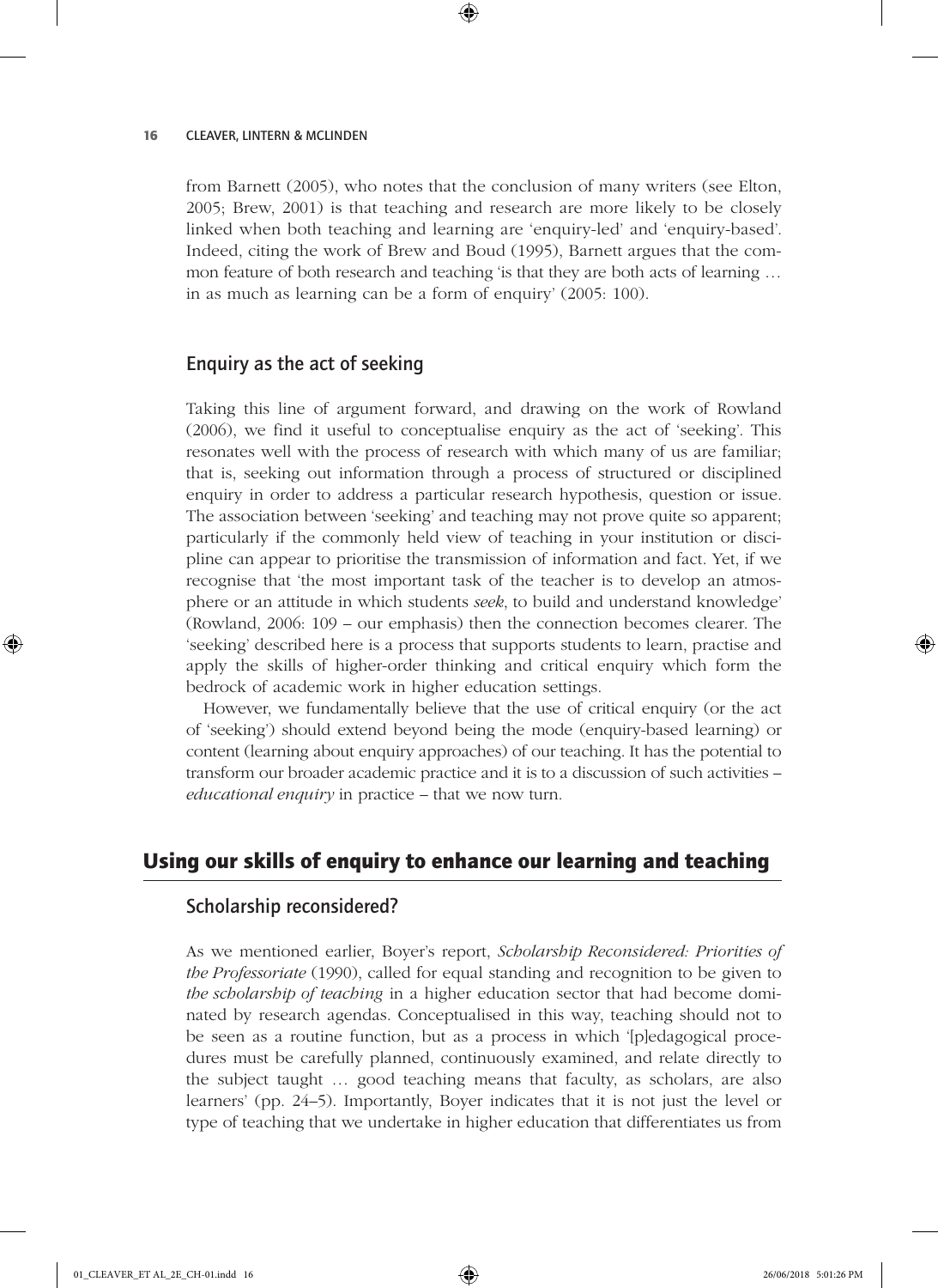from Barnett (2005), who notes that the conclusion of many writers (see Elton, 2005; Brew, 2001) is that teaching and research are more likely to be closely linked when both teaching and learning are 'enquiry-led' and 'enquiry-based'. Indeed, citing the work of Brew and Boud (1995), Barnett argues that the common feature of both research and teaching 'is that they are both acts of learning … in as much as learning can be a form of enquiry' (2005: 100).

### Enquiry as the act of seeking

Taking this line of argument forward, and drawing on the work of Rowland (2006), we find it useful to conceptualise enquiry as the act of 'seeking'. This resonates well with the process of research with which many of us are familiar; that is, seeking out information through a process of structured or disciplined enquiry in order to address a particular research hypothesis, question or issue. The association between 'seeking' and teaching may not prove quite so apparent; particularly if the commonly held view of teaching in your institution or discipline can appear to prioritise the transmission of information and fact. Yet, if we recognise that 'the most important task of the teacher is to develop an atmosphere or an attitude in which students *seek*, to build and understand knowledge' (Rowland, 2006: 109 – our emphasis) then the connection becomes clearer. The 'seeking' described here is a process that supports students to learn, practise and apply the skills of higher-order thinking and critical enquiry which form the bedrock of academic work in higher education settings.

However, we fundamentally believe that the use of critical enquiry (or the act of 'seeking') should extend beyond being the mode (enquiry-based learning) or content (learning about enquiry approaches) of our teaching. It has the potential to transform our broader academic practice and it is to a discussion of such activities – *educational enquiry* in practice – that we now turn.

## Using our skills of enquiry to enhance our learning and teaching

### Scholarship reconsidered?

As we mentioned earlier, Boyer's report, *Scholarship Reconsidered: Priorities of the Professoriate* (1990), called for equal standing and recognition to be given to *the scholarship of teaching* in a higher education sector that had become dominated by research agendas. Conceptualised in this way, teaching should not to be seen as a routine function, but as a process in which '[p]edagogical procedures must be carefully planned, continuously examined, and relate directly to the subject taught … good teaching means that faculty, as scholars, are also learners' (pp. 24–5). Importantly, Boyer indicates that it is not just the level or type of teaching that we undertake in higher education that differentiates us from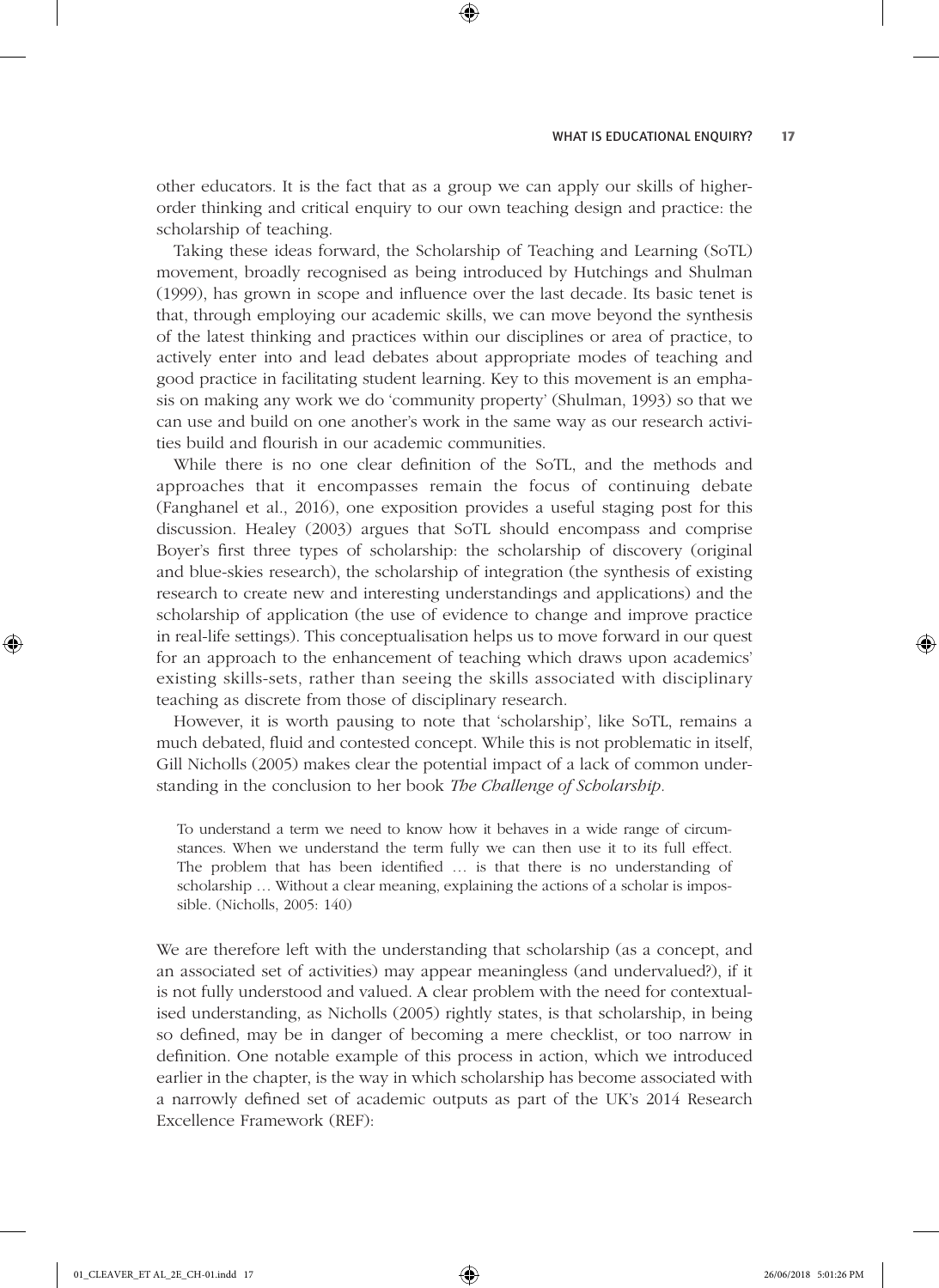other educators. It is the fact that as a group we can apply our skills of higher-order thinking and critical enquiry to our own teaching design and practice: the scholarship of teaching.

Taking these ideas forward, the Scholarship of Teaching and Learning (SoTL) movement, broadly recognised as being introduced by Hutchings and Shulman (1999), has grown in scope and influence over the last decade. Its basic tenet is that, through employing our academic skills, we can move beyond the synthesis of the latest thinking and practices within our disciplines or area of practice, to actively enter into and lead debates about appropriate modes of teaching and good practice in facilitating student learning. Key to this movement is an emphasis on making any work we do 'community property' (Shulman, 1993) so that we can use and build on one another's work in the same way as our research activities build and flourish in our academic communities.

While there is no one clear definition of the SoTL, and the methods and approaches that it encompasses remain the focus of continuing debate (Fanghanel et al., 2016), one exposition provides a useful staging post for this discussion. Healey (2003) argues that SoTL should encompass and comprise Boyer's first three types of scholarship: the scholarship of discovery (original and blue-skies research), the scholarship of integration (the synthesis of existing research to create new and interesting understandings and applications) and the scholarship of application (the use of evidence to change and improve practice in real-life settings). This conceptualisation helps us to move forward in our quest for an approach to the enhancement of teaching which draws upon academics' existing skills-sets, rather than seeing the skills associated with disciplinary teaching as discrete from those of disciplinary research.

However, it is worth pausing to note that 'scholarship', like SoTL, remains a much debated, fluid and contested concept. While this is not problematic in itself, Gill Nicholls (2005) makes clear the potential impact of a lack of common understanding in the conclusion to her book *The Challenge of Scholarship*.

> To understand a term we need to know how it behaves in a wide range of circumstances. When we understand the term fully we can then use it to its full effect. The problem that has been identified … is that there is no understanding of scholarship … Without a clear meaning, explaining the actions of a scholar is impossible. (Nicholls, 2005: 140)

We are therefore left with the understanding that scholarship (as a concept, and an associated set of activities) may appear meaningless (and undervalued?), if it is not fully understood and valued. A clear problem with the need for contextualised understanding, as Nicholls (2005) rightly states, is that scholarship, in being so defined, may be in danger of becoming a mere checklist, or too narrow in definition. One notable example of this process in action, which we introduced earlier in the chapter, is the way in which scholarship has become associated with a narrowly defined set of academic outputs as part of the UK's 2014 Research Excellence Framework (REF):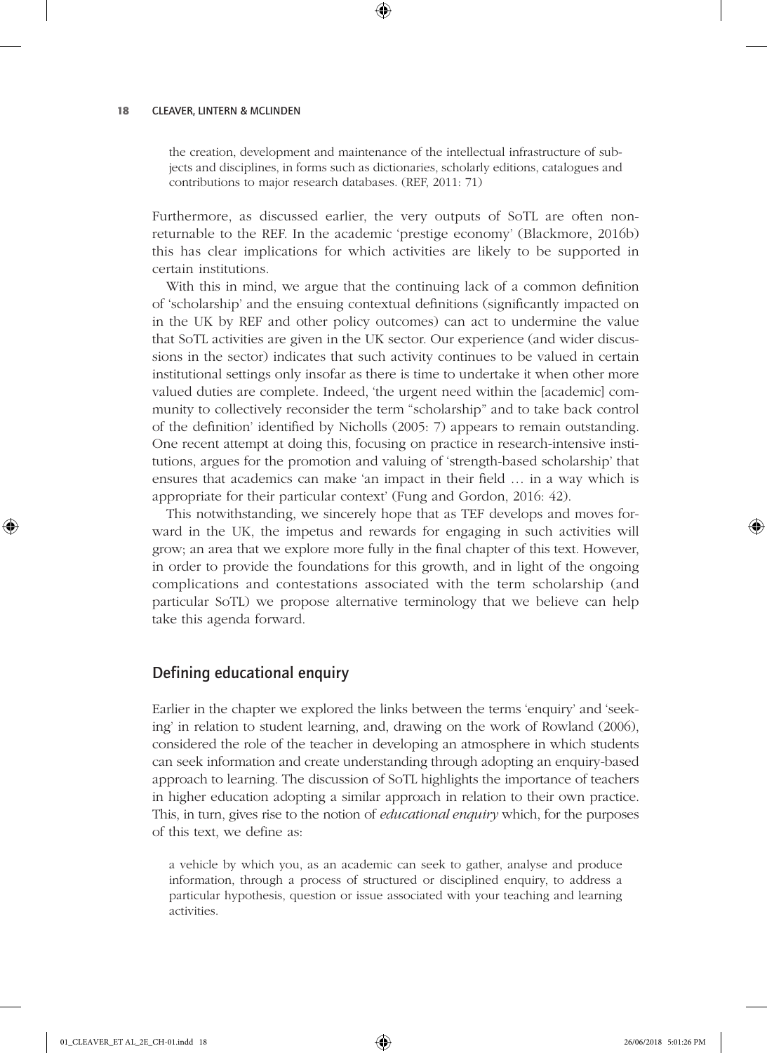> the creation, development and maintenance of the intellectual infrastructure of subjects and disciplines, in forms such as dictionaries, scholarly editions, catalogues and contributions to major research databases. (REF, 2011: 71)

Furthermore, as discussed earlier, the very outputs of SoTL are often non-returnable to the REF. In the academic 'prestige economy' (Blackmore, 2016b) this has clear implications for which activities are likely to be supported in certain institutions.

With this in mind, we argue that the continuing lack of a common definition of 'scholarship' and the ensuing contextual definitions (significantly impacted on in the UK by REF and other policy outcomes) can act to undermine the value that SoTL activities are given in the UK sector. Our experience (and wider discussions in the sector) indicates that such activity continues to be valued in certain institutional settings only insofar as there is time to undertake it when other more valued duties are complete. Indeed, 'the urgent need within the [academic] community to collectively reconsider the term "scholarship" and to take back control of the definition' identified by Nicholls (2005: 7) appears to remain outstanding. One recent attempt at doing this, focusing on practice in research-intensive institutions, argues for the promotion and valuing of 'strength-based scholarship' that ensures that academics can make 'an impact in their field … in a way which is appropriate for their particular context' (Fung and Gordon, 2016: 42).

This notwithstanding, we sincerely hope that as TEF develops and moves forward in the UK, the impetus and rewards for engaging in such activities will grow; an area that we explore more fully in the final chapter of this text. However, in order to provide the foundations for this growth, and in light of the ongoing complications and contestations associated with the term scholarship (and particular SoTL) we propose alternative terminology that we believe can help take this agenda forward.

## Defining educational enquiry

Earlier in the chapter we explored the links between the terms 'enquiry' and 'seeking' in relation to student learning, and, drawing on the work of Rowland (2006), considered the role of the teacher in developing an atmosphere in which students can seek information and create understanding through adopting an enquiry-based approach to learning. The discussion of SoTL highlights the importance of teachers in higher education adopting a similar approach in relation to their own practice. This, in turn, gives rise to the notion of *educational enquiry* which, for the purposes of this text, we define as:

> a vehicle by which you, as an academic can seek to gather, analyse and produce information, through a process of structured or disciplined enquiry, to address a particular hypothesis, question or issue associated with your teaching and learning activities.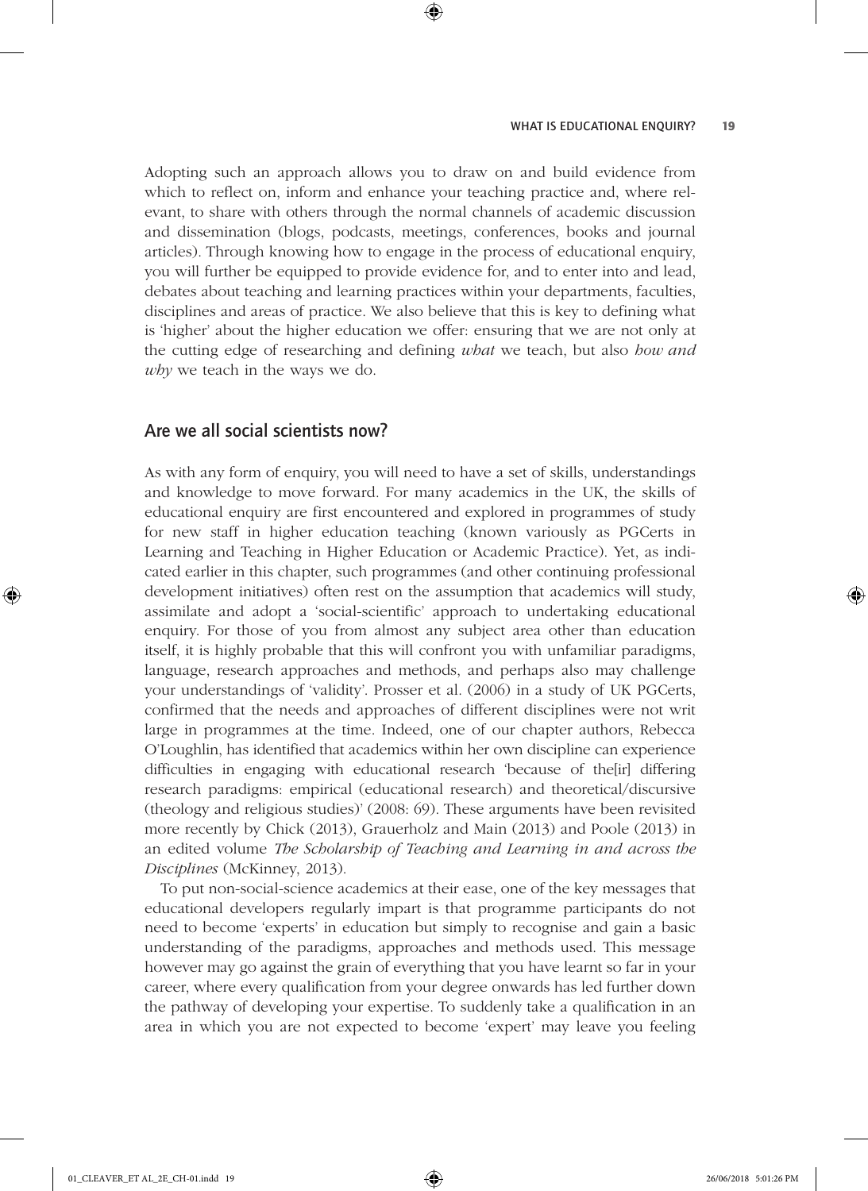Adopting such an approach allows you to draw on and build evidence from which to reflect on, inform and enhance your teaching practice and, where relevant, to share with others through the normal channels of academic discussion and dissemination (blogs, podcasts, meetings, conferences, books and journal articles). Through knowing how to engage in the process of educational enquiry, you will further be equipped to provide evidence for, and to enter into and lead, debates about teaching and learning practices within your departments, faculties, disciplines and areas of practice. We also believe that this is key to defining what is 'higher' about the higher education we offer: ensuring that we are not only at the cutting edge of researching and defining *what* we teach, but also *how and why* we teach in the ways we do.

## Are we all social scientists now?

As with any form of enquiry, you will need to have a set of skills, understandings and knowledge to move forward. For many academics in the UK, the skills of educational enquiry are first encountered and explored in programmes of study for new staff in higher education teaching (known variously as PGCerts in Learning and Teaching in Higher Education or Academic Practice). Yet, as indicated earlier in this chapter, such programmes (and other continuing professional development initiatives) often rest on the assumption that academics will study, assimilate and adopt a 'social-scientific' approach to undertaking educational enquiry. For those of you from almost any subject area other than education itself, it is highly probable that this will confront you with unfamiliar paradigms, language, research approaches and methods, and perhaps also may challenge your understandings of 'validity'. Prosser et al. (2006) in a study of UK PGCerts, confirmed that the needs and approaches of different disciplines were not writ large in programmes at the time. Indeed, one of our chapter authors, Rebecca O'Loughlin, has identified that academics within her own discipline can experience difficulties in engaging with educational research 'because of the[ir] differing research paradigms: empirical (educational research) and theoretical/discursive (theology and religious studies)' (2008: 69). These arguments have been revisited more recently by Chick (2013), Grauerholz and Main (2013) and Poole (2013) in an edited volume *The Scholarship of Teaching and Learning in and across the Disciplines* (McKinney, 2013).

To put non-social-science academics at their ease, one of the key messages that educational developers regularly impart is that programme participants do not need to become 'experts' in education but simply to recognise and gain a basic understanding of the paradigms, approaches and methods used. This message however may go against the grain of everything that you have learnt so far in your career, where every qualification from your degree onwards has led further down the pathway of developing your expertise. To suddenly take a qualification in an area in which you are not expected to become 'expert' may leave you feeling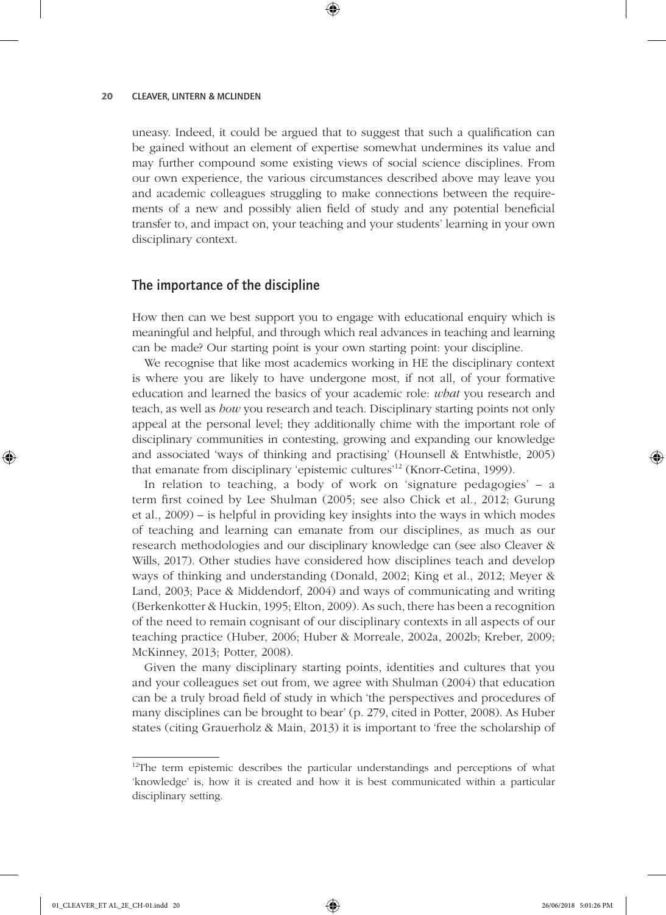uneasy. Indeed, it could be argued that to suggest that such a qualification can be gained without an element of expertise somewhat undermines its value and may further compound some existing views of social science disciplines. From our own experience, the various circumstances described above may leave you and academic colleagues struggling to make connections between the requirements of a new and possibly alien field of study and any potential beneficial transfer to, and impact on, your teaching and your students' learning in your own disciplinary context.

## The importance of the discipline

How then can we best support you to engage with educational enquiry which is meaningful and helpful, and through which real advances in teaching and learning can be made? Our starting point is your own starting point: your discipline.

We recognise that like most academics working in HE the disciplinary context is where you are likely to have undergone most, if not all, of your formative education and learned the basics of your academic role: *what* you research and teach, as well as *how* you research and teach. Disciplinary starting points not only appeal at the personal level; they additionally chime with the important role of disciplinary communities in contesting, growing and expanding our knowledge and associated 'ways of thinking and practising' (Hounsell & Entwhistle, 2005) that emanate from disciplinary 'epistemic cultures'[12] (Knorr-Cetina, 1999).

In relation to teaching, a body of work on 'signature pedagogies' – a term first coined by Lee Shulman (2005; see also Chick et al., 2012; Gurung et al., 2009) – is helpful in providing key insights into the ways in which modes of teaching and learning can emanate from our disciplines, as much as our research methodologies and our disciplinary knowledge can (see also Cleaver & Wills, 2017). Other studies have considered how disciplines teach and develop ways of thinking and understanding (Donald, 2002; King et al., 2012; Meyer & Land, 2003; Pace & Middendorf, 2004) and ways of communicating and writing (Berkenkotter & Huckin, 1995; Elton, 2009). As such, there has been a recognition of the need to remain cognisant of our disciplinary contexts in all aspects of our teaching practice (Huber, 2006; Huber & Morreale, 2002a, 2002b; Kreber, 2009; McKinney, 2013; Potter, 2008).

Given the many disciplinary starting points, identities and cultures that you and your colleagues set out from, we agree with Shulman (2004) that education can be a truly broad field of study in which 'the perspectives and procedures of many disciplines can be brought to bear' (p. 279, cited in Potter, 2008). As Huber states (citing Grauerholz & Main, 2013) it is important to 'free the scholarship of

[12] The term epistemic describes the particular understandings and perceptions of what 'knowledge' is, how it is created and how it is best communicated within a particular disciplinary setting.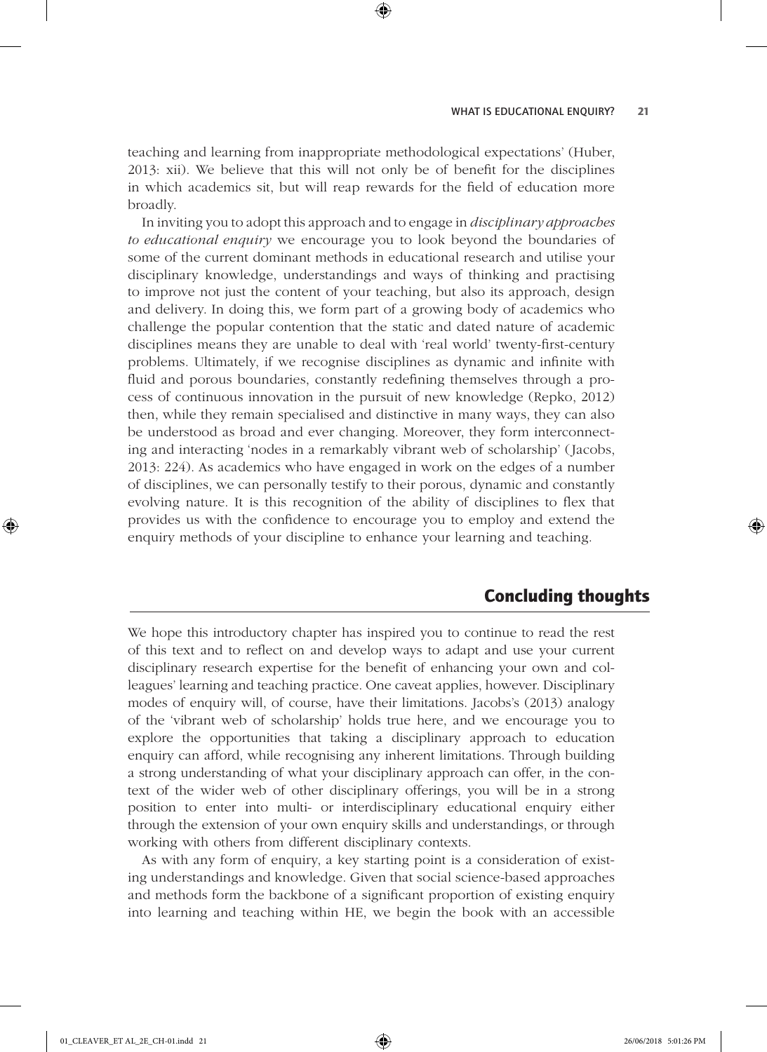teaching and learning from inappropriate methodological expectations' (Huber, 2013: xii). We believe that this will not only be of benefit for the disciplines in which academics sit, but will reap rewards for the field of education more broadly.

In inviting you to adopt this approach and to engage in *disciplinary approaches to educational enquiry* we encourage you to look beyond the boundaries of some of the current dominant methods in educational research and utilise your disciplinary knowledge, understandings and ways of thinking and practising to improve not just the content of your teaching, but also its approach, design and delivery. In doing this, we form part of a growing body of academics who challenge the popular contention that the static and dated nature of academic disciplines means they are unable to deal with 'real world' twenty-first-century problems. Ultimately, if we recognise disciplines as dynamic and infinite with fluid and porous boundaries, constantly redefining themselves through a process of continuous innovation in the pursuit of new knowledge (Repko, 2012) then, while they remain specialised and distinctive in many ways, they can also be understood as broad and ever changing. Moreover, they form interconnecting and interacting 'nodes in a remarkably vibrant web of scholarship' (Jacobs, 2013: 224). As academics who have engaged in work on the edges of a number of disciplines, we can personally testify to their porous, dynamic and constantly evolving nature. It is this recognition of the ability of disciplines to flex that provides us with the confidence to encourage you to employ and extend the enquiry methods of your discipline to enhance your learning and teaching.

## Concluding thoughts

We hope this introductory chapter has inspired you to continue to read the rest of this text and to reflect on and develop ways to adapt and use your current disciplinary research expertise for the benefit of enhancing your own and colleagues' learning and teaching practice. One caveat applies, however. Disciplinary modes of enquiry will, of course, have their limitations. Jacobs's (2013) analogy of the 'vibrant web of scholarship' holds true here, and we encourage you to explore the opportunities that taking a disciplinary approach to education enquiry can afford, while recognising any inherent limitations. Through building a strong understanding of what your disciplinary approach can offer, in the context of the wider web of other disciplinary offerings, you will be in a strong position to enter into multi- or interdisciplinary educational enquiry either through the extension of your own enquiry skills and understandings, or through working with others from different disciplinary contexts.

As with any form of enquiry, a key starting point is a consideration of existing understandings and knowledge. Given that social science-based approaches and methods form the backbone of a significant proportion of existing enquiry into learning and teaching within HE, we begin the book with an accessible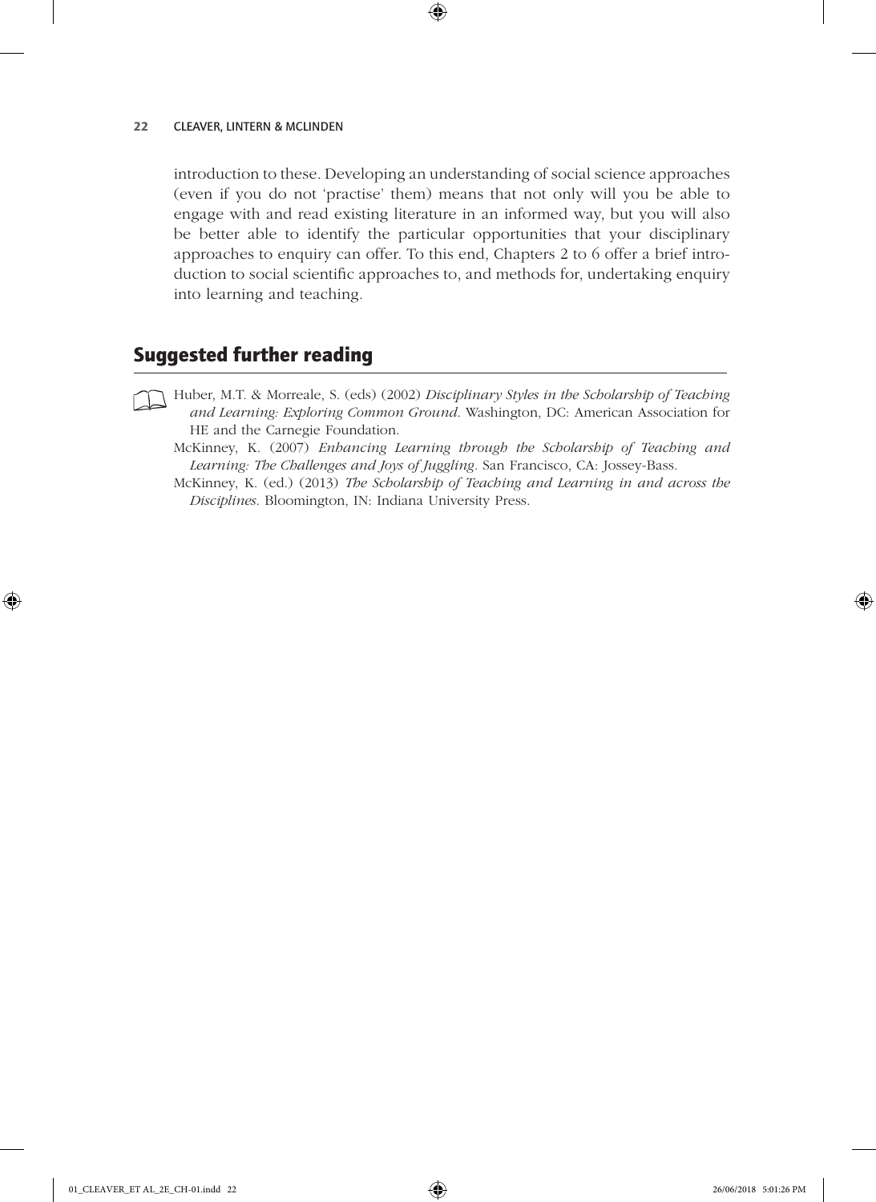introduction to these. Developing an understanding of social science approaches (even if you do not 'practise' them) means that not only will you be able to engage with and read existing literature in an informed way, but you will also be better able to identify the particular opportunities that your disciplinary approaches to enquiry can offer. To this end, Chapters 2 to 6 offer a brief introduction to social scientific approaches to, and methods for, undertaking enquiry into learning and teaching.

## Suggested further reading

Huber, M.T. & Morreale, S. (eds) (2002) *Disciplinary Styles in the Scholarship of Teaching and Learning: Exploring Common Ground*. Washington, DC: American Association for HE and the Carnegie Foundation.

McKinney, K. (2007) *Enhancing Learning through the Scholarship of Teaching and Learning: The Challenges and Joys of Juggling*. San Francisco, CA: Jossey-Bass.

McKinney, K. (ed.) (2013) *The Scholarship of Teaching and Learning in and across the Disciplines*. Bloomington, IN: Indiana University Press.